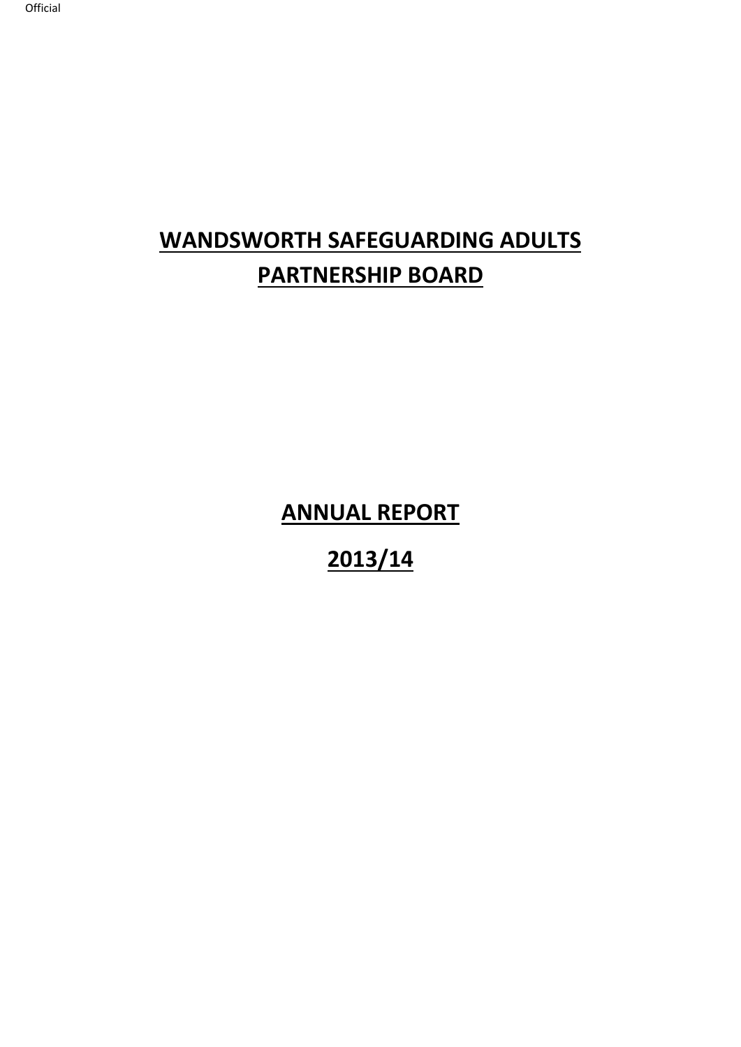# WANDSWORTH SAFEGUARDING ADULTS PARTNERSHIP BOARD

# ANNUAL REPORT

# 2013/14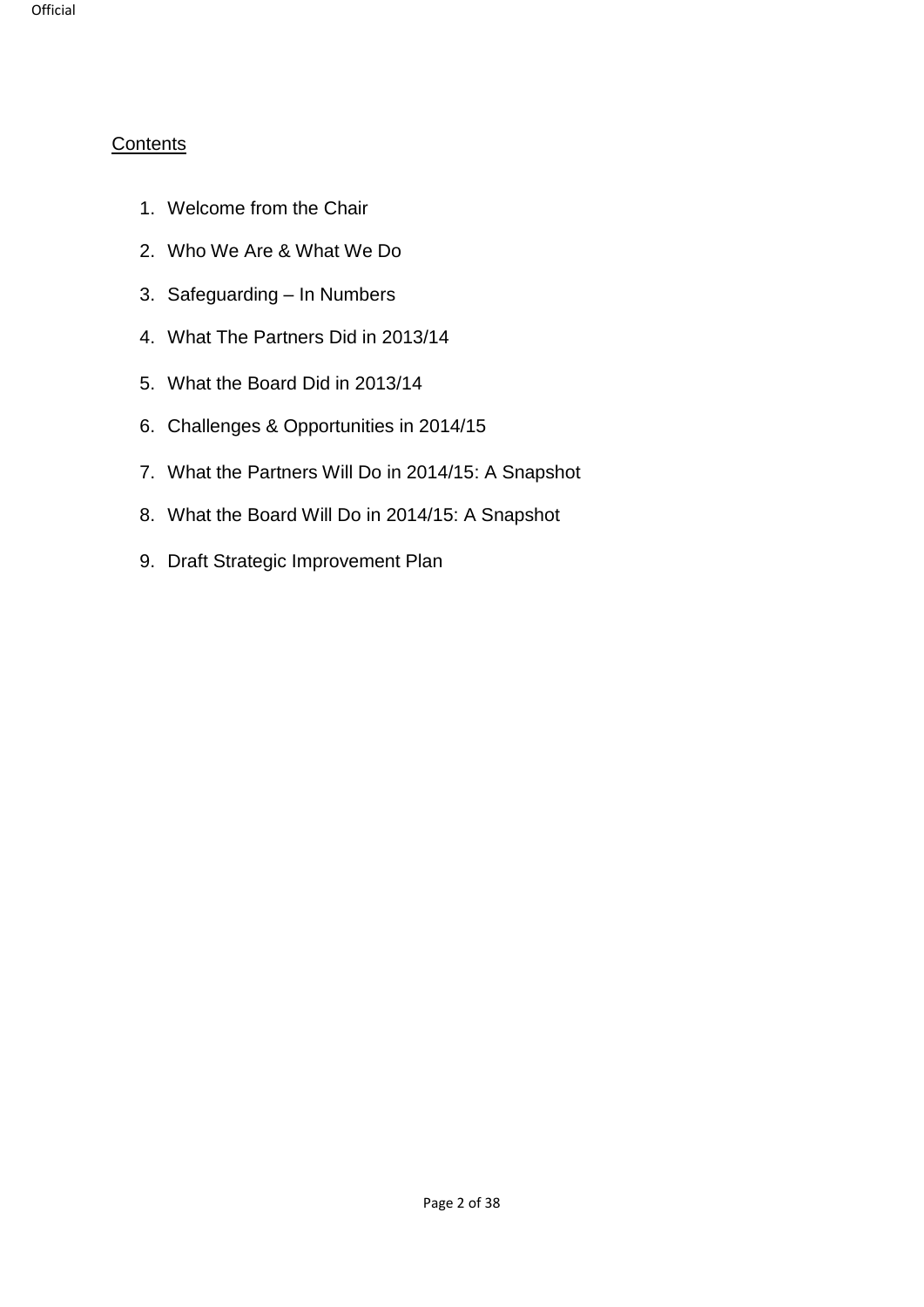## Contents

1. Welcome from the Chair
2. Who We Are & What We Do
3. Safeguarding – In Numbers
4. What The Partners Did in 2013/14
5. What the Board Did in 2013/14
6. Challenges & Opportunities in 2014/15
7. What the Partners Will Do in 2014/15: A Snapshot
8. What the Board Will Do in 2014/15: A Snapshot
9. Draft Strategic Improvement Plan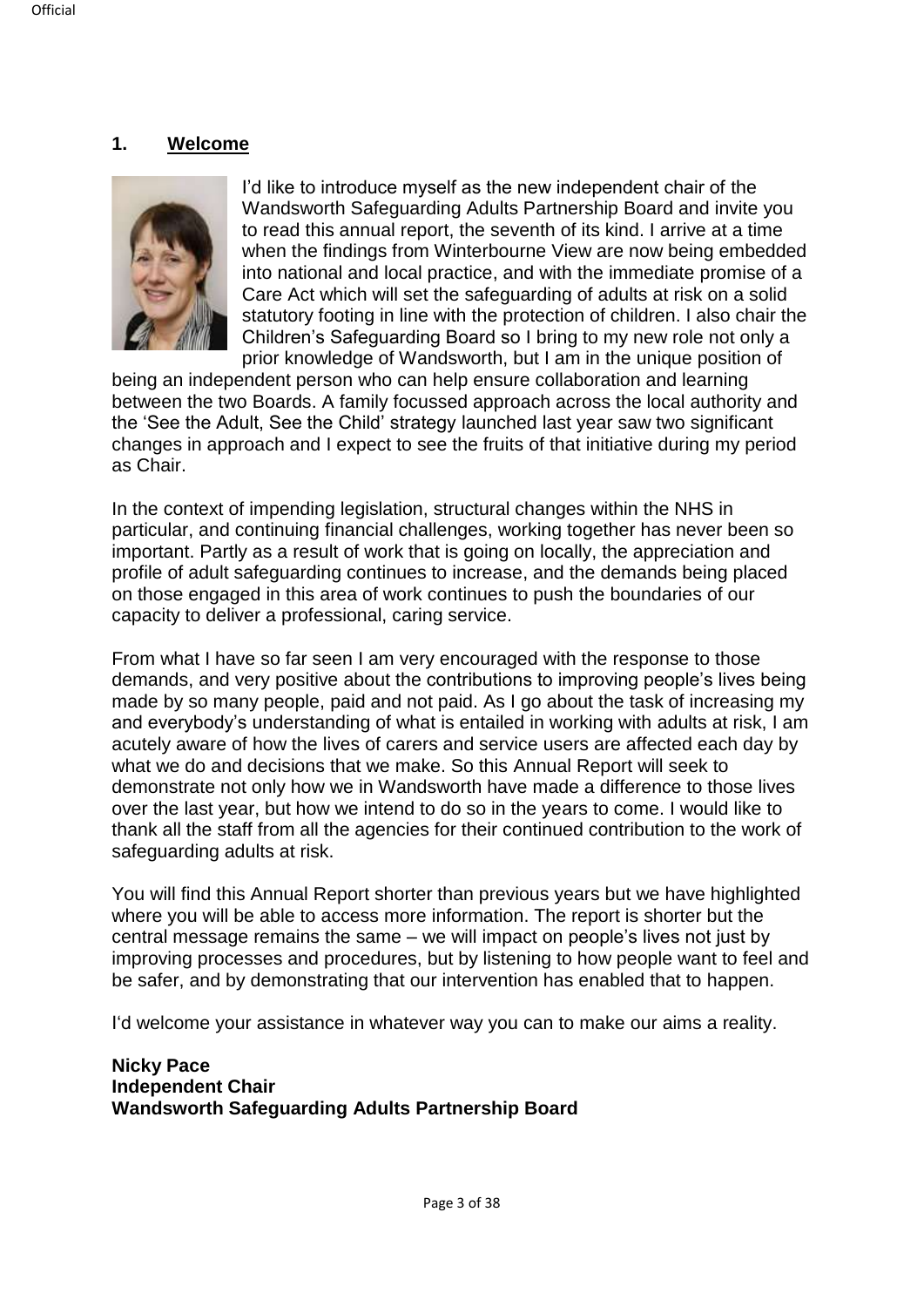## 1. Welcome

I'd like to introduce myself as the new independent chair of the Wandsworth Safeguarding Adults Partnership Board and invite you to read this annual report, the seventh of its kind. I arrive at a time when the findings from Winterbourne View are now being embedded into national and local practice, and with the immediate promise of a Care Act which will set the safeguarding of adults at risk on a solid statutory footing in line with the protection of children. I also chair the Children's Safeguarding Board so I bring to my new role not only a prior knowledge of Wandsworth, but I am in the unique position of being an independent person who can help ensure collaboration and learning between the two Boards. A family focussed approach across the local authority and the 'See the Adult, See the Child' strategy launched last year saw two significant changes in approach and I expect to see the fruits of that initiative during my period as Chair.

In the context of impending legislation, structural changes within the NHS in particular, and continuing financial challenges, working together has never been so important. Partly as a result of work that is going on locally, the appreciation and profile of adult safeguarding continues to increase, and the demands being placed on those engaged in this area of work continues to push the boundaries of our capacity to deliver a professional, caring service.

From what I have so far seen I am very encouraged with the response to those demands, and very positive about the contributions to improving people's lives being made by so many people, paid and not paid. As I go about the task of increasing my and everybody's understanding of what is entailed in working with adults at risk, I am acutely aware of how the lives of carers and service users are affected each day by what we do and decisions that we make. So this Annual Report will seek to demonstrate not only how we in Wandsworth have made a difference to those lives over the last year, but how we intend to do so in the years to come. I would like to thank all the staff from all the agencies for their continued contribution to the work of safeguarding adults at risk.

You will find this Annual Report shorter than previous years but we have highlighted where you will be able to access more information. The report is shorter but the central message remains the same – we will impact on people's lives not just by improving processes and procedures, but by listening to how people want to feel and be safer, and by demonstrating that our intervention has enabled that to happen.

I'd welcome your assistance in whatever way you can to make our aims a reality.

**Nicky Pace**
**Independent Chair**
**Wandsworth Safeguarding Adults Partnership Board**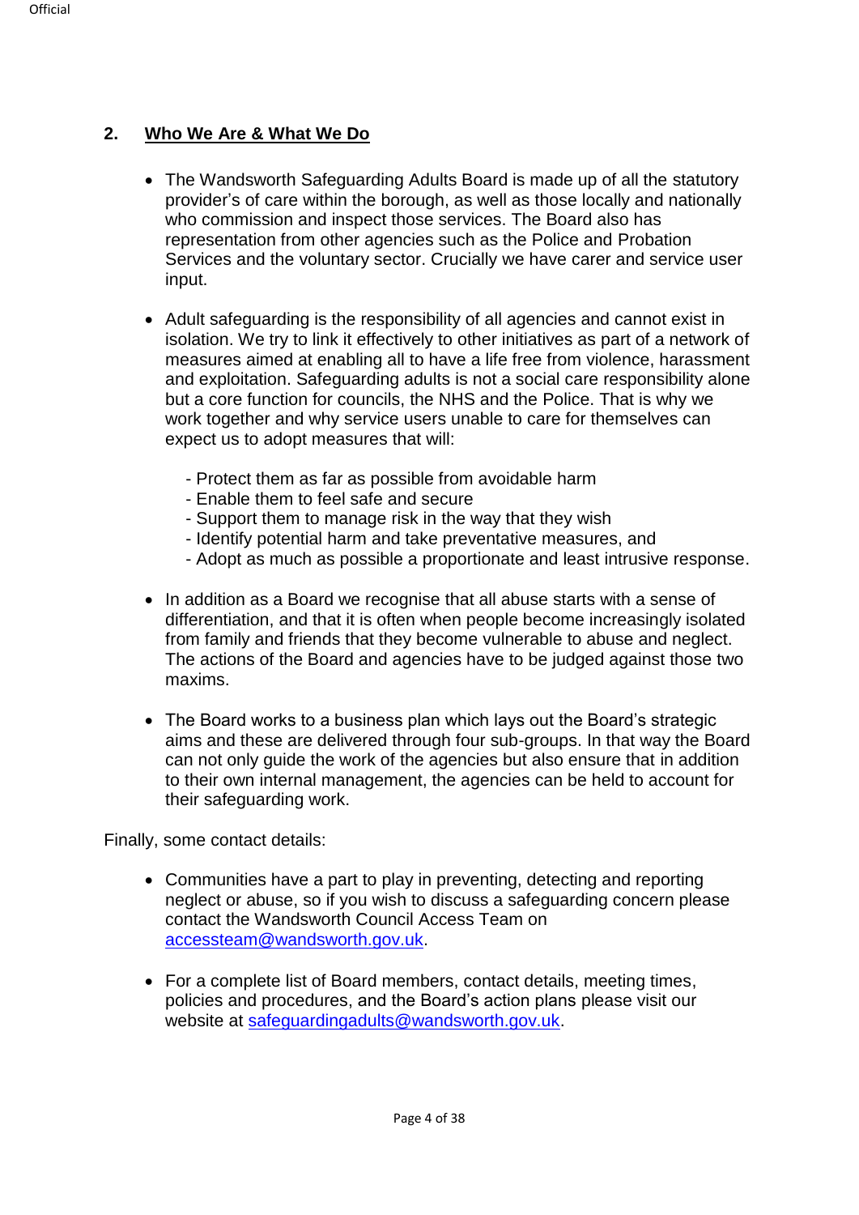## 2. Who We Are & What We Do

- The Wandsworth Safeguarding Adults Board is made up of all the statutory provider's of care within the borough, as well as those locally and nationally who commission and inspect those services. The Board also has representation from other agencies such as the Police and Probation Services and the voluntary sector. Crucially we have carer and service user input.

- Adult safeguarding is the responsibility of all agencies and cannot exist in isolation. We try to link it effectively to other initiatives as part of a network of measures aimed at enabling all to have a life free from violence, harassment and exploitation. Safeguarding adults is not a social care responsibility alone but a core function for councils, the NHS and the Police. That is why we work together and why service users unable to care for themselves can expect us to adopt measures that will:

  - Protect them as far as possible from avoidable harm
  - Enable them to feel safe and secure
  - Support them to manage risk in the way that they wish
  - Identify potential harm and take preventative measures, and
  - Adopt as much as possible a proportionate and least intrusive response.

- In addition as a Board we recognise that all abuse starts with a sense of differentiation, and that it is often when people become increasingly isolated from family and friends that they become vulnerable to abuse and neglect. The actions of the Board and agencies have to be judged against those two maxims.

- The Board works to a business plan which lays out the Board's strategic aims and these are delivered through four sub-groups. In that way the Board can not only guide the work of the agencies but also ensure that in addition to their own internal management, the agencies can be held to account for their safeguarding work.

Finally, some contact details:

- Communities have a part to play in preventing, detecting and reporting neglect or abuse, so if you wish to discuss a safeguarding concern please contact the Wandsworth Council Access Team on accessteam@wandsworth.gov.uk.

- For a complete list of Board members, contact details, meeting times, policies and procedures, and the Board's action plans please visit our website at safeguardingadults@wandsworth.gov.uk.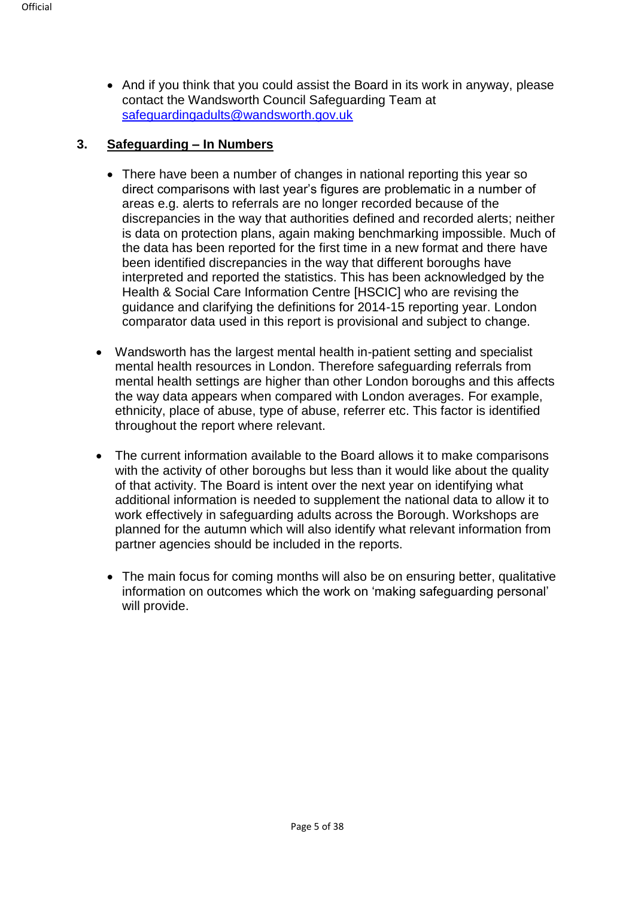- And if you think that you could assist the Board in its work in anyway, please contact the Wandsworth Council Safeguarding Team at [safeguardingadults@wandsworth.gov.uk](mailto:safeguardingadults@wandsworth.gov.uk)

## 3. Safeguarding – In Numbers

- There have been a number of changes in national reporting this year so direct comparisons with last year's figures are problematic in a number of areas e.g. alerts to referrals are no longer recorded because of the discrepancies in the way that authorities defined and recorded alerts; neither is data on protection plans, again making benchmarking impossible. Much of the data has been reported for the first time in a new format and there have been identified discrepancies in the way that different boroughs have interpreted and reported the statistics. This has been acknowledged by the Health & Social Care Information Centre [HSCIC] who are revising the guidance and clarifying the definitions for 2014-15 reporting year. London comparator data used in this report is provisional and subject to change.

- Wandsworth has the largest mental health in-patient setting and specialist mental health resources in London. Therefore safeguarding referrals from mental health settings are higher than other London boroughs and this affects the way data appears when compared with London averages. For example, ethnicity, place of abuse, type of abuse, referrer etc. This factor is identified throughout the report where relevant.

- The current information available to the Board allows it to make comparisons with the activity of other boroughs but less than it would like about the quality of that activity. The Board is intent over the next year on identifying what additional information is needed to supplement the national data to allow it to work effectively in safeguarding adults across the Borough. Workshops are planned for the autumn which will also identify what relevant information from partner agencies should be included in the reports.

- The main focus for coming months will also be on ensuring better, qualitative information on outcomes which the work on 'making safeguarding personal' will provide.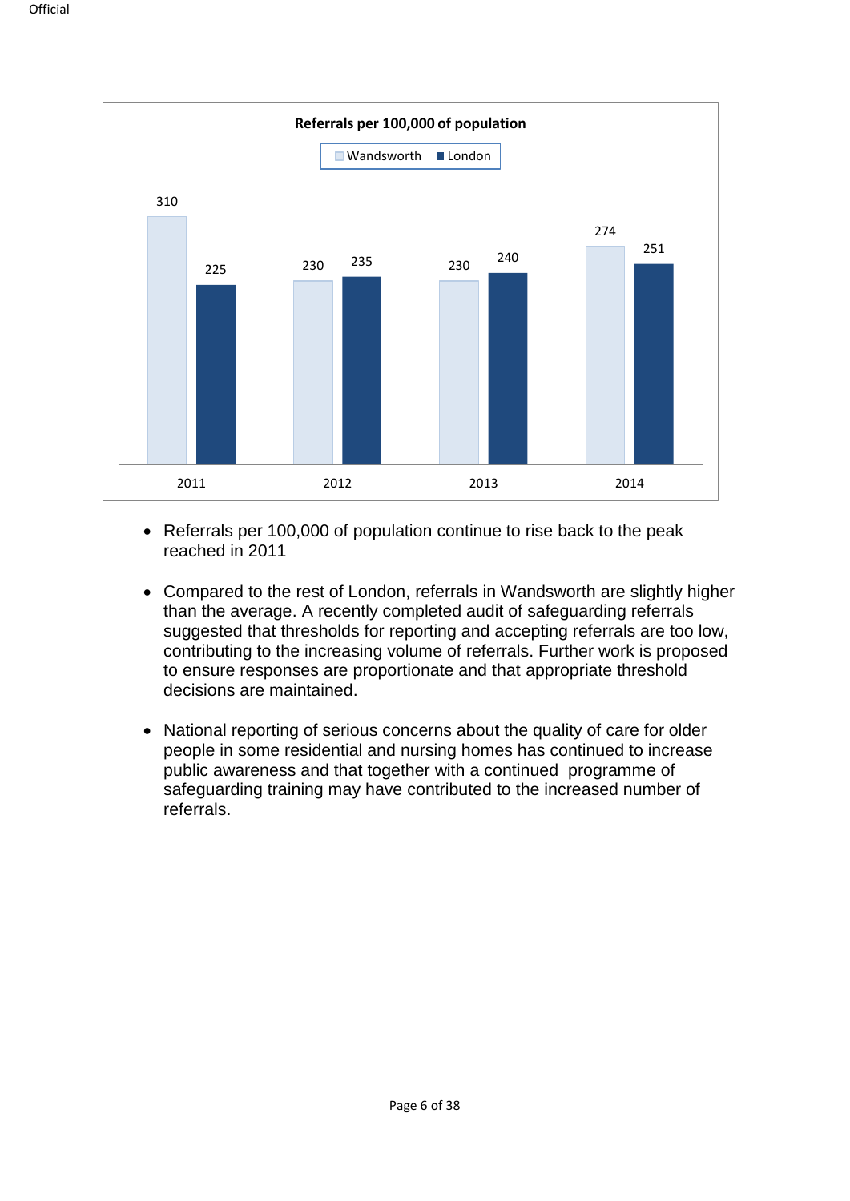**Referrals per 100,000 of population**

| Year | Wandsworth | London |
| --- | --- | --- |
| 2011 | 310 | 225 |
| 2012 | 230 | 235 |
| 2013 | 230 | 240 |
| 2014 | 274 | 251 |

- Referrals per 100,000 of population continue to rise back to the peak reached in 2011

- Compared to the rest of London, referrals in Wandsworth are slightly higher than the average. A recently completed audit of safeguarding referrals suggested that thresholds for reporting and accepting referrals are too low, contributing to the increasing volume of referrals. Further work is proposed to ensure responses are proportionate and that appropriate threshold decisions are maintained.

- National reporting of serious concerns about the quality of care for older people in some residential and nursing homes has continued to increase public awareness and that together with a continued programme of safeguarding training may have contributed to the increased number of referrals.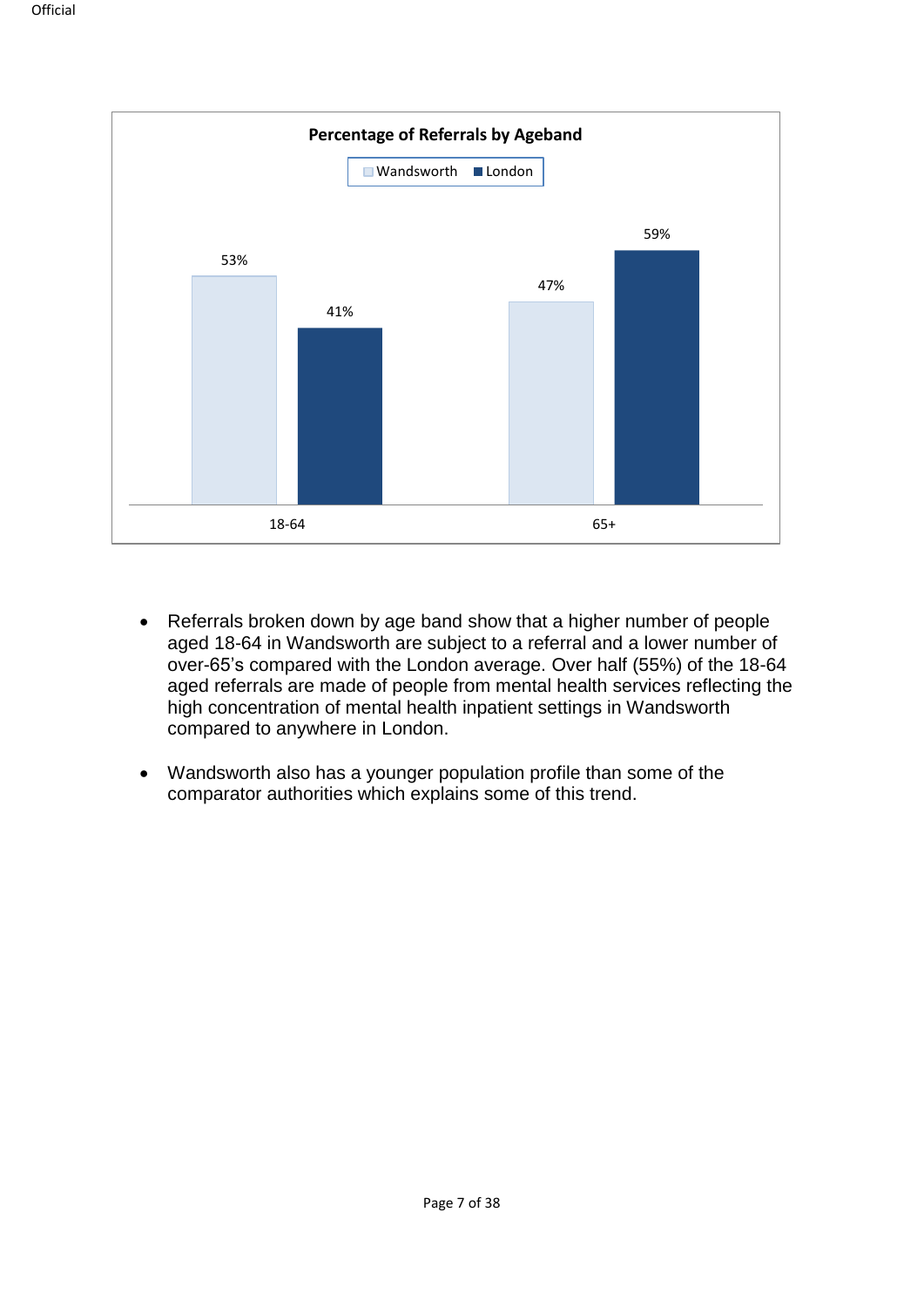**Percentage of Referrals by Ageband**

| Ageband | Wandsworth | London |
| --- | --- | --- |
| 18-64 | 53% | 41% |
| 65+ | 47% | 59% |

- Referrals broken down by age band show that a higher number of people aged 18-64 in Wandsworth are subject to a referral and a lower number of over-65's compared with the London average. Over half (55%) of the 18-64 aged referrals are made of people from mental health services reflecting the high concentration of mental health inpatient settings in Wandsworth compared to anywhere in London.

- Wandsworth also has a younger population profile than some of the comparator authorities which explains some of this trend.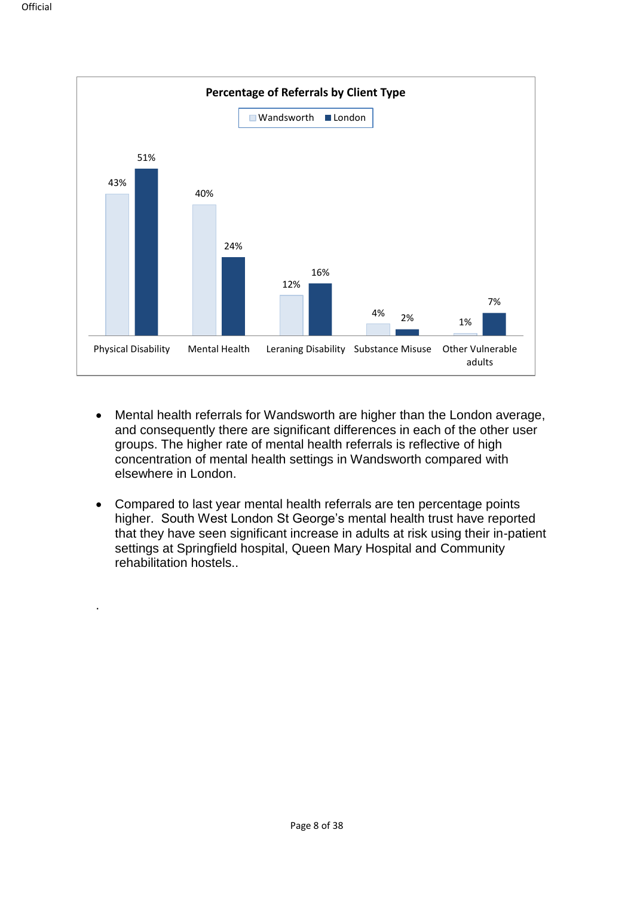**Percentage of Referrals by Client Type**

| Client Type | Wandsworth | London |
|---|---|---|
| Physical Disability | 43% | 51% |
| Mental Health | 40% | 24% |
| Leraning Disability | 12% | 16% |
| Substance Misuse | 4% | 2% |
| Other Vulnerable adults | 1% | 7% |

- Mental health referrals for Wandsworth are higher than the London average, and consequently there are significant differences in each of the other user groups. The higher rate of mental health referrals is reflective of high concentration of mental health settings in Wandsworth compared with elsewhere in London.

- Compared to last year mental health referrals are ten percentage points higher. South West London St George's mental health trust have reported that they have seen significant increase in adults at risk using their in-patient settings at Springfield hospital, Queen Mary Hospital and Community rehabilitation hostels..

.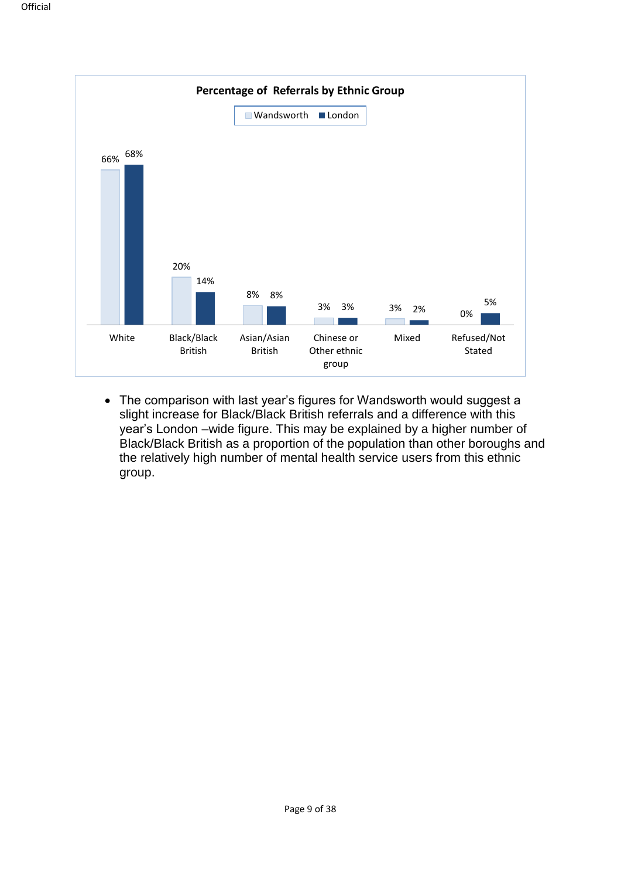**Percentage of Referrals by Ethnic Group**

| | Wandsworth | London |
|---|---|---|
| White | 66% | 68% |
| Black/Black British | 20% | 14% |
| Asian/Asian British | 8% | 8% |
| Chinese or Other ethnic group | 3% | 3% |
| Mixed | 3% | 2% |
| Refused/Not Stated | 0% | 5% |

- The comparison with last year's figures for Wandsworth would suggest a slight increase for Black/Black British referrals and a difference with this year's London –wide figure. This may be explained by a higher number of Black/Black British as a proportion of the population than other boroughs and the relatively high number of mental health service users from this ethnic group.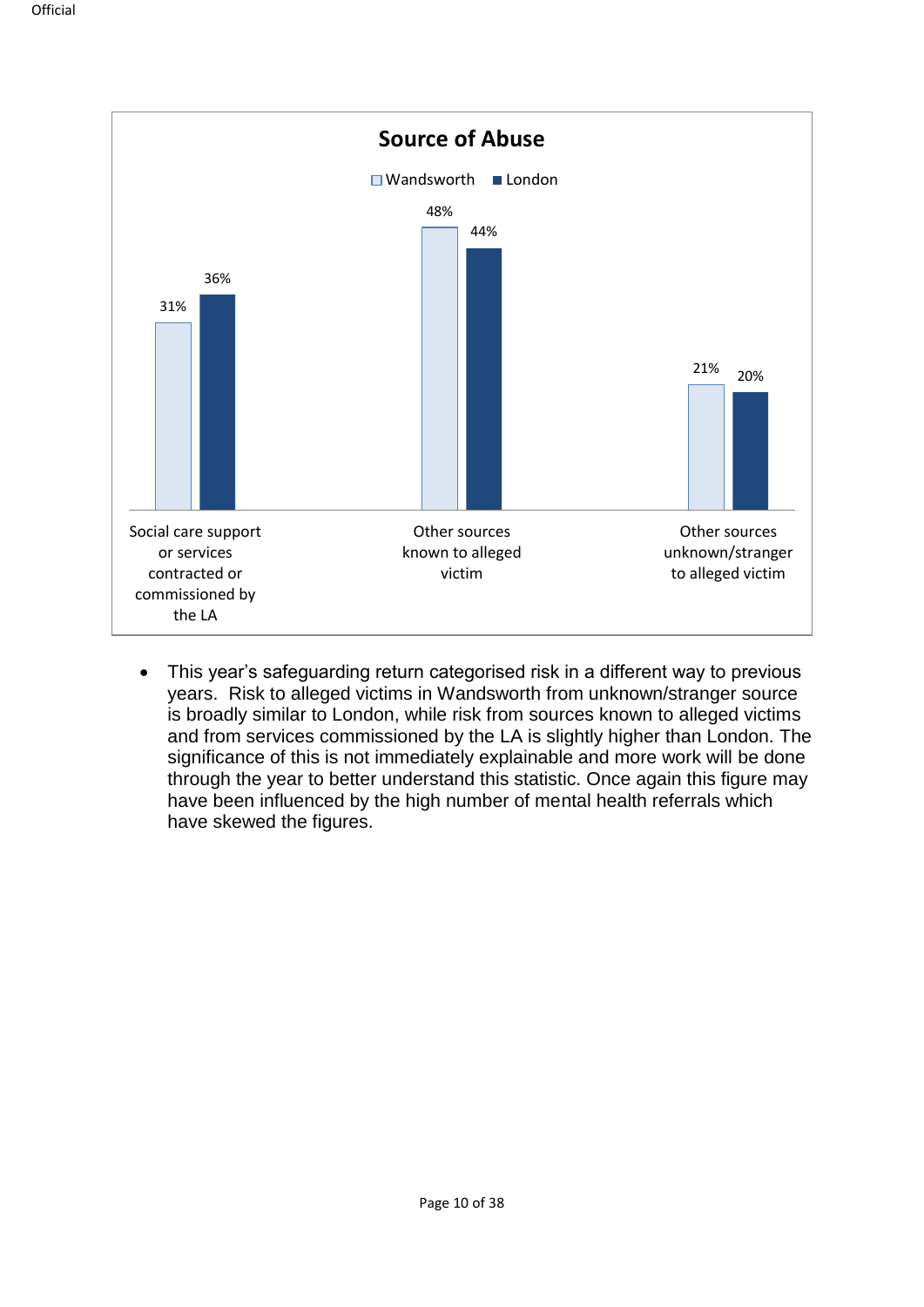**Source of Abuse**

| | Wandsworth | London |
|---|---|---|
| Social care support or services contracted or commissioned by the LA | 31% | 36% |
| Other sources known to alleged victim | 48% | 44% |
| Other sources unknown/stranger to alleged victim | 21% | 20% |

- This year's safeguarding return categorised risk in a different way to previous years. Risk to alleged victims in Wandsworth from unknown/stranger source is broadly similar to London, while risk from sources known to alleged victims and from services commissioned by the LA is slightly higher than London. The significance of this is not immediately explainable and more work will be done through the year to better understand this statistic. Once again this figure may have been influenced by the high number of mental health referrals which have skewed the figures.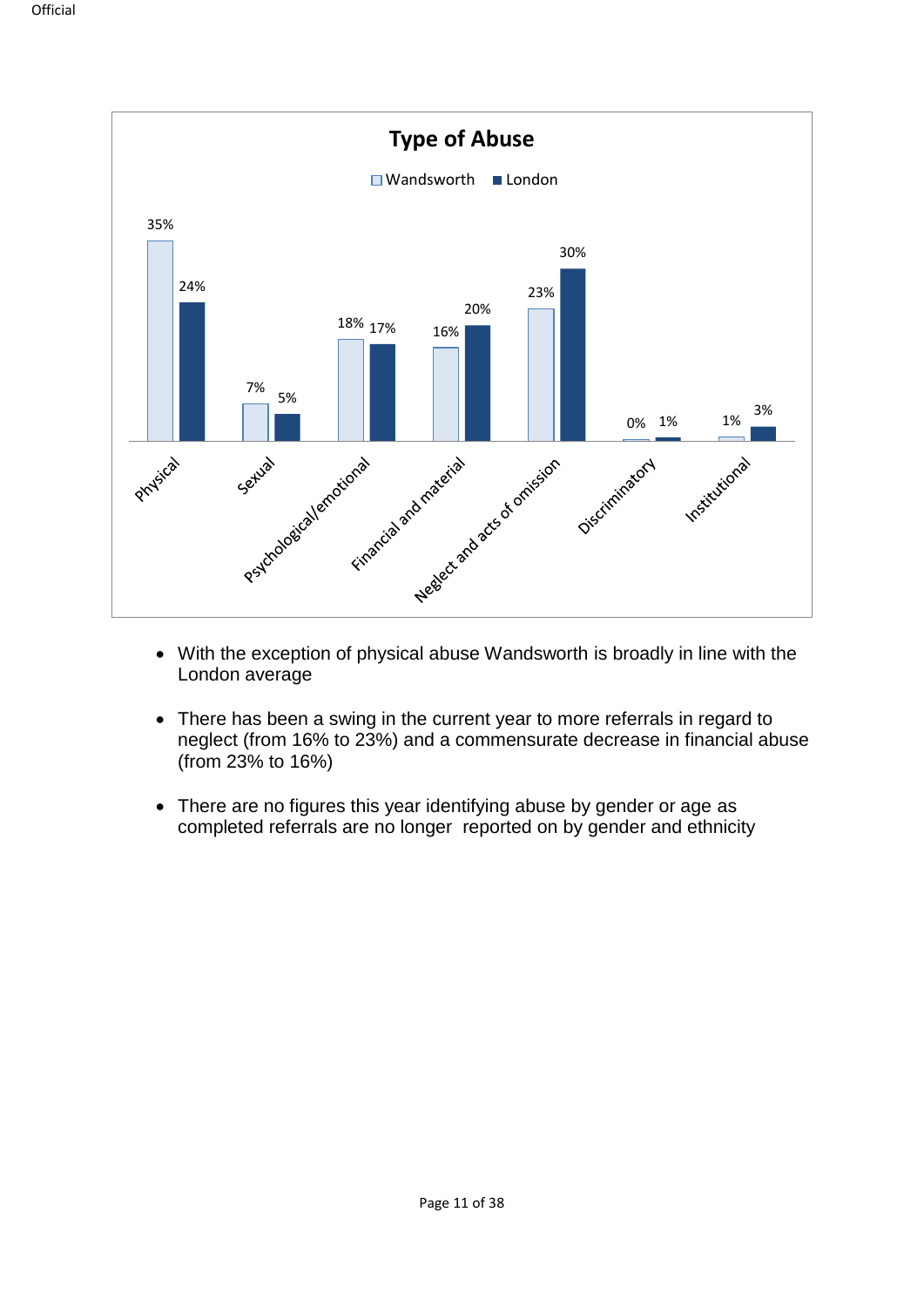**Type of Abuse**

| Type of Abuse | Wandsworth | London |
| --- | --- | --- |
| Physical | 35% | 24% |
| Sexual | 7% | 5% |
| Psychological/emotional | 18% | 17% |
| Financial and material | 16% | 20% |
| Neglect and acts of omission | 23% | 30% |
| Discriminatory | 0% | 1% |
| Institutional | 1% | 3% |

- With the exception of physical abuse Wandsworth is broadly in line with the London average

- There has been a swing in the current year to more referrals in regard to neglect (from 16% to 23%) and a commensurate decrease in financial abuse (from 23% to 16%)

- There are no figures this year identifying abuse by gender or age as completed referrals are no longer reported on by gender and ethnicity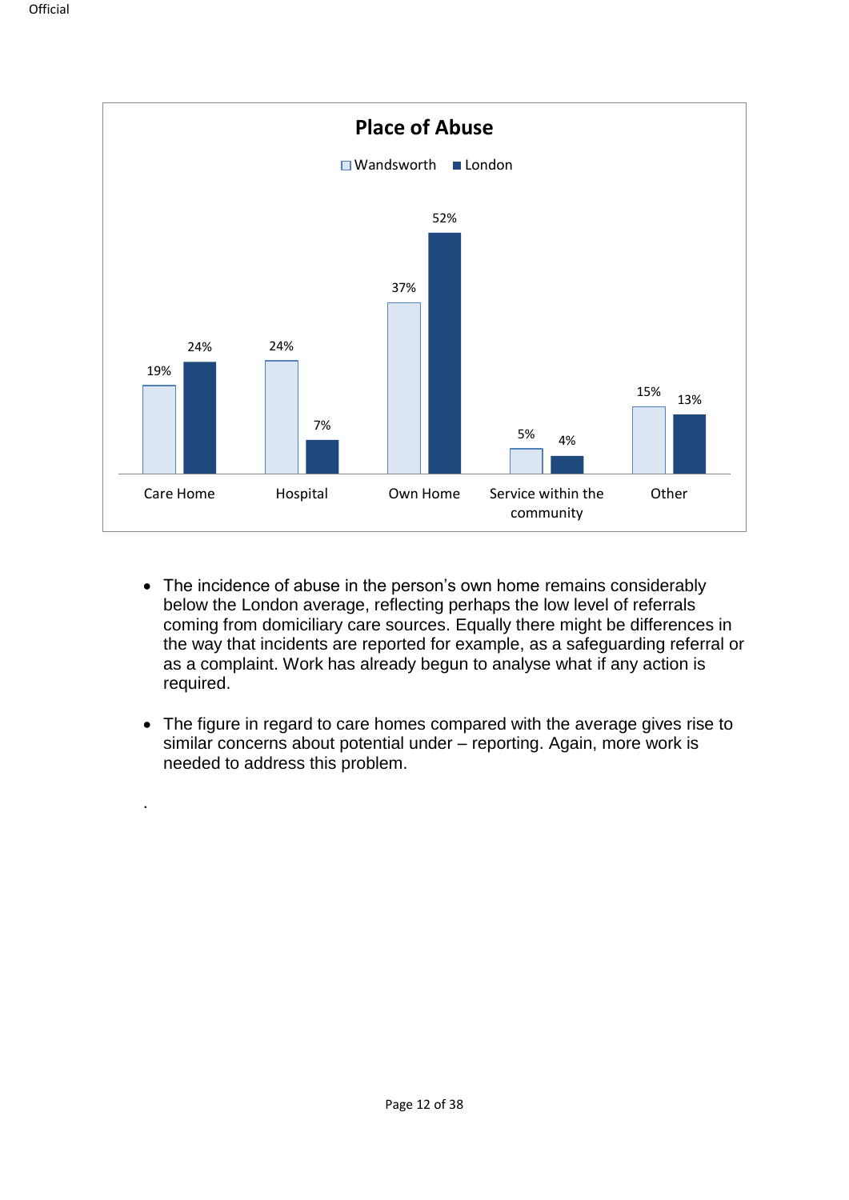**Place of Abuse**

| | Wandsworth | London |
|---|---|---|
| Care Home | 19% | 24% |
| Hospital | 24% | 7% |
| Own Home | 37% | 52% |
| Service within the community | 5% | 4% |
| Other | 15% | 13% |

- The incidence of abuse in the person's own home remains considerably below the London average, reflecting perhaps the low level of referrals coming from domiciliary care sources. Equally there might be differences in the way that incidents are reported for example, as a safeguarding referral or as a complaint. Work has already begun to analyse what if any action is required.

- The figure in regard to care homes compared with the average gives rise to similar concerns about potential under – reporting. Again, more work is needed to address this problem.

.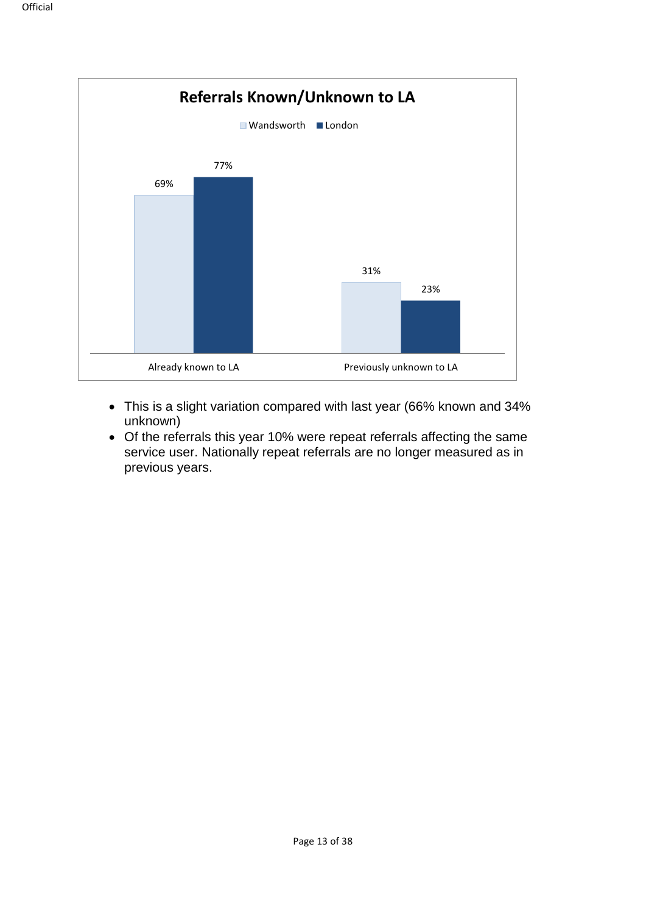**Referrals Known/Unknown to LA**

| | Wandsworth | London |
|---|---|---|
| Already known to LA | 69% | 77% |
| Previously unknown to LA | 31% | 23% |

- This is a slight variation compared with last year (66% known and 34% unknown)
- Of the referrals this year 10% were repeat referrals affecting the same service user. Nationally repeat referrals are no longer measured as in previous years.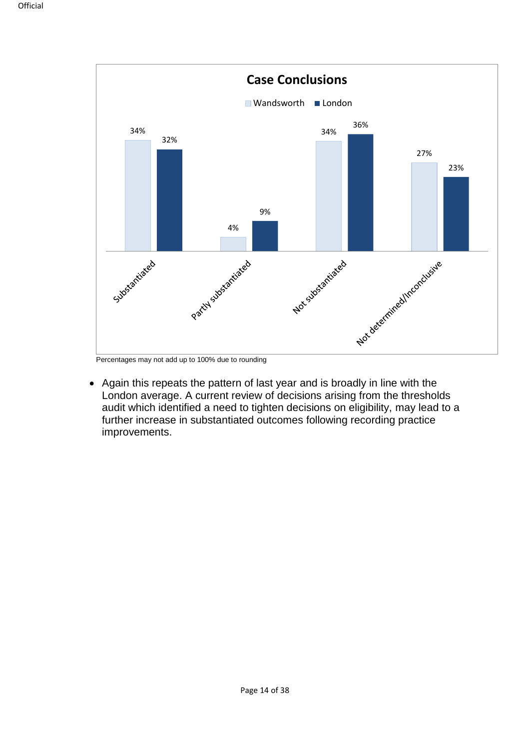**Case Conclusions**

| | Wandsworth | London |
|---|---|---|
| Substantiated | 34% | 32% |
| Partly substantiated | 4% | 9% |
| Not substantiated | 34% | 36% |
| Not determined/Inconclusive | 27% | 23% |

Percentages may not add up to 100% due to rounding

- Again this repeats the pattern of last year and is broadly in line with the London average. A current review of decisions arising from the thresholds audit which identified a need to tighten decisions on eligibility, may lead to a further increase in substantiated outcomes following recording practice improvements.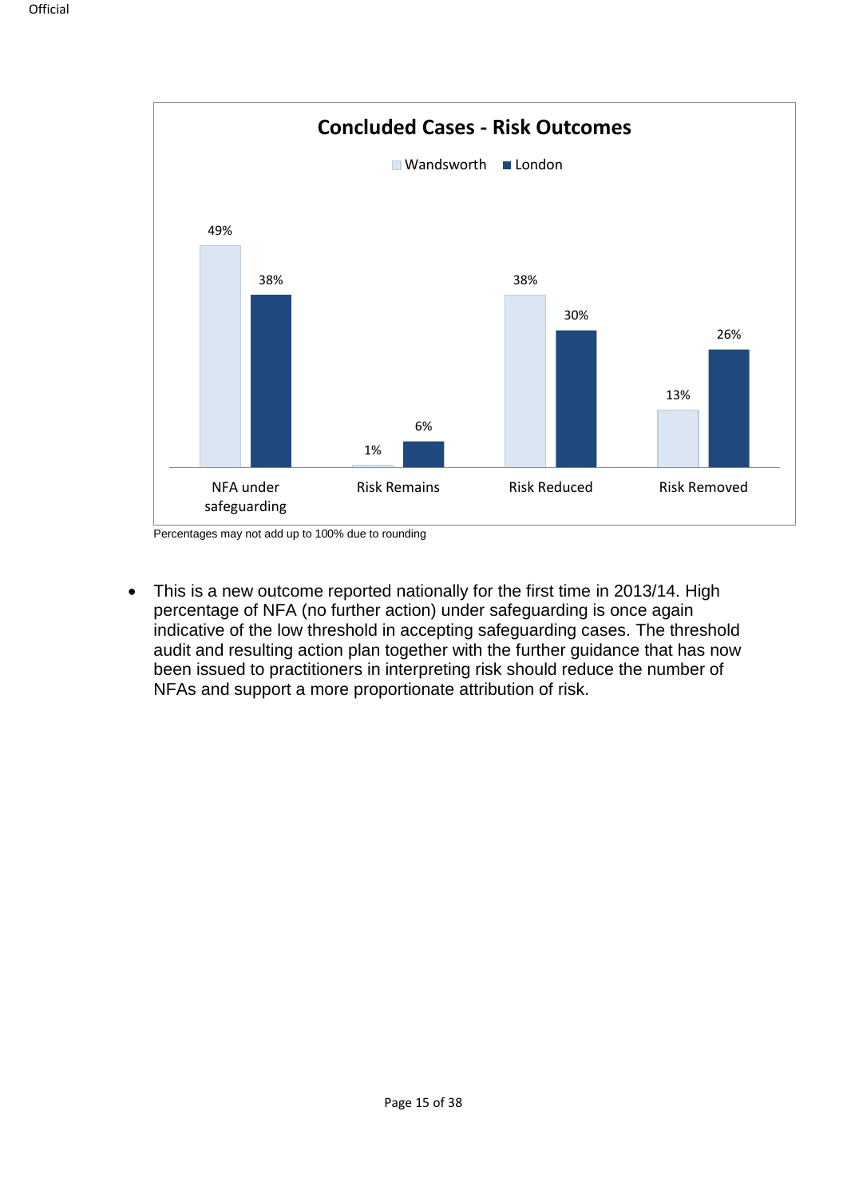**Concluded Cases - Risk Outcomes**

| | Wandsworth | London |
|---|---|---|
| NFA under safeguarding | 49% | 38% |
| Risk Remains | 1% | 6% |
| Risk Reduced | 38% | 30% |
| Risk Removed | 13% | 26% |

Percentages may not add up to 100% due to rounding

- This is a new outcome reported nationally for the first time in 2013/14. High percentage of NFA (no further action) under safeguarding is once again indicative of the low threshold in accepting safeguarding cases. The threshold audit and resulting action plan together with the further guidance that has now been issued to practitioners in interpreting risk should reduce the number of NFAs and support a more proportionate attribution of risk.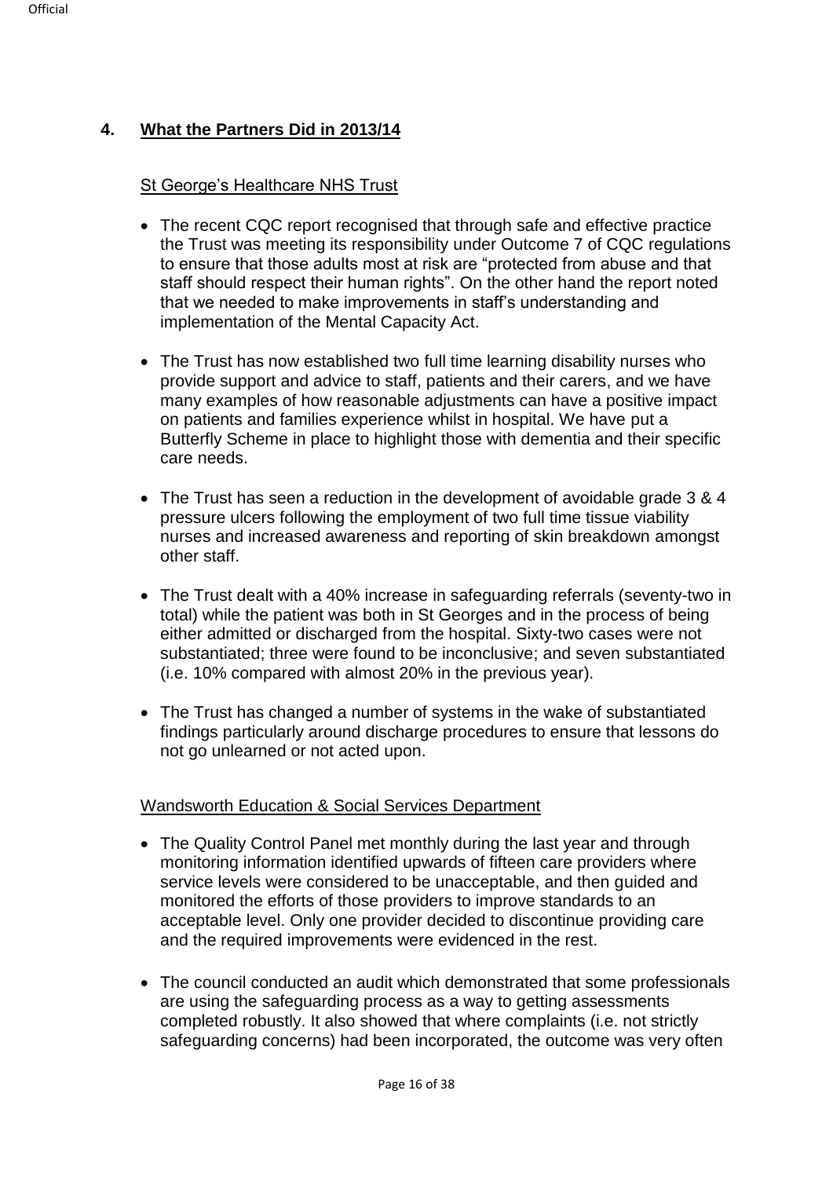## 4. What the Partners Did in 2013/14

St George's Healthcare NHS Trust

- The recent CQC report recognised that through safe and effective practice the Trust was meeting its responsibility under Outcome 7 of CQC regulations to ensure that those adults most at risk are "protected from abuse and that staff should respect their human rights". On the other hand the report noted that we needed to make improvements in staff's understanding and implementation of the Mental Capacity Act.
- The Trust has now established two full time learning disability nurses who provide support and advice to staff, patients and their carers, and we have many examples of how reasonable adjustments can have a positive impact on patients and families experience whilst in hospital. We have put a Butterfly Scheme in place to highlight those with dementia and their specific care needs.
- The Trust has seen a reduction in the development of avoidable grade 3 & 4 pressure ulcers following the employment of two full time tissue viability nurses and increased awareness and reporting of skin breakdown amongst other staff.
- The Trust dealt with a 40% increase in safeguarding referrals (seventy-two in total) while the patient was both in St Georges and in the process of being either admitted or discharged from the hospital. Sixty-two cases were not substantiated; three were found to be inconclusive; and seven substantiated (i.e. 10% compared with almost 20% in the previous year).
- The Trust has changed a number of systems in the wake of substantiated findings particularly around discharge procedures to ensure that lessons do not go unlearned or not acted upon.

Wandsworth Education & Social Services Department

- The Quality Control Panel met monthly during the last year and through monitoring information identified upwards of fifteen care providers where service levels were considered to be unacceptable, and then guided and monitored the efforts of those providers to improve standards to an acceptable level. Only one provider decided to discontinue providing care and the required improvements were evidenced in the rest.
- The council conducted an audit which demonstrated that some professionals are using the safeguarding process as a way to getting assessments completed robustly. It also showed that where complaints (i.e. not strictly safeguarding concerns) had been incorporated, the outcome was very often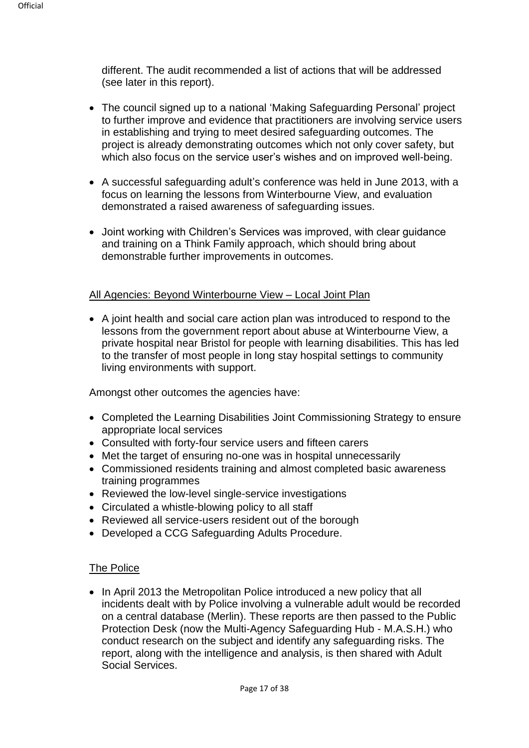different. The audit recommended a list of actions that will be addressed (see later in this report).

- The council signed up to a national 'Making Safeguarding Personal' project to further improve and evidence that practitioners are involving service users in establishing and trying to meet desired safeguarding outcomes. The project is already demonstrating outcomes which not only cover safety, but which also focus on the service user's wishes and on improved well-being.
- A successful safeguarding adult's conference was held in June 2013, with a focus on learning the lessons from Winterbourne View, and evaluation demonstrated a raised awareness of safeguarding issues.
- Joint working with Children's Services was improved, with clear guidance and training on a Think Family approach, which should bring about demonstrable further improvements in outcomes.

<u>All Agencies: Beyond Winterbourne View – Local Joint Plan</u>

- A joint health and social care action plan was introduced to respond to the lessons from the government report about abuse at Winterbourne View, a private hospital near Bristol for people with learning disabilities. This has led to the transfer of most people in long stay hospital settings to community living environments with support.

Amongst other outcomes the agencies have:

- Completed the Learning Disabilities Joint Commissioning Strategy to ensure appropriate local services
- Consulted with forty-four service users and fifteen carers
- Met the target of ensuring no-one was in hospital unnecessarily
- Commissioned residents training and almost completed basic awareness training programmes
- Reviewed the low-level single-service investigations
- Circulated a whistle-blowing policy to all staff
- Reviewed all service-users resident out of the borough
- Developed a CCG Safeguarding Adults Procedure.

<u>The Police</u>

- In April 2013 the Metropolitan Police introduced a new policy that all incidents dealt with by Police involving a vulnerable adult would be recorded on a central database (Merlin). These reports are then passed to the Public Protection Desk (now the Multi-Agency Safeguarding Hub - M.A.S.H.) who conduct research on the subject and identify any safeguarding risks. The report, along with the intelligence and analysis, is then shared with Adult Social Services.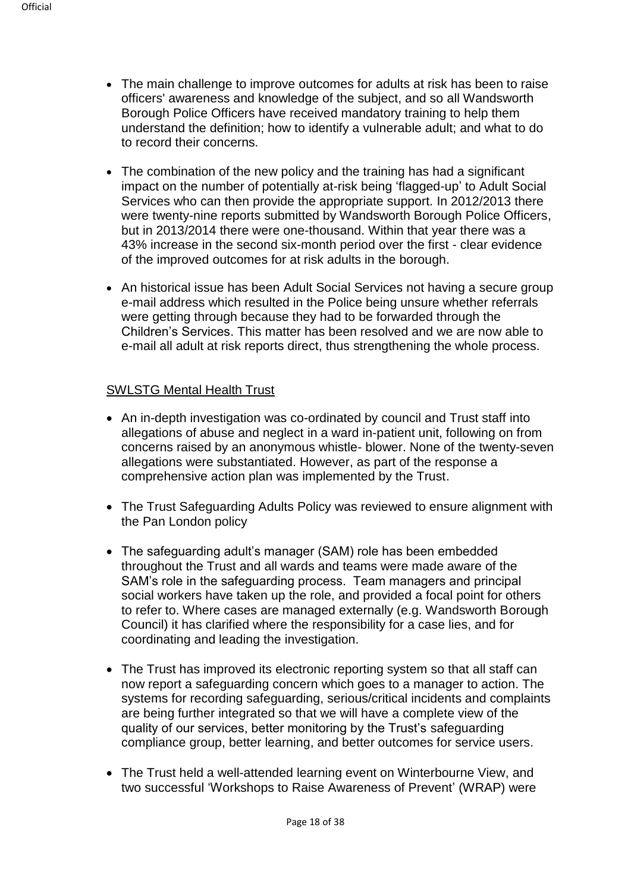- The main challenge to improve outcomes for adults at risk has been to raise officers' awareness and knowledge of the subject, and so all Wandsworth Borough Police Officers have received mandatory training to help them understand the definition; how to identify a vulnerable adult; and what to do to record their concerns.

- The combination of the new policy and the training has had a significant impact on the number of potentially at-risk being 'flagged-up' to Adult Social Services who can then provide the appropriate support. In 2012/2013 there were twenty-nine reports submitted by Wandsworth Borough Police Officers, but in 2013/2014 there were one-thousand. Within that year there was a 43% increase in the second six-month period over the first - clear evidence of the improved outcomes for at risk adults in the borough.

- An historical issue has been Adult Social Services not having a secure group e-mail address which resulted in the Police being unsure whether referrals were getting through because they had to be forwarded through the Children's Services. This matter has been resolved and we are now able to e-mail all adult at risk reports direct, thus strengthening the whole process.

<u>SWLSTG Mental Health Trust</u>

- An in-depth investigation was co-ordinated by council and Trust staff into allegations of abuse and neglect in a ward in-patient unit, following on from concerns raised by an anonymous whistle- blower. None of the twenty-seven allegations were substantiated. However, as part of the response a comprehensive action plan was implemented by the Trust.

- The Trust Safeguarding Adults Policy was reviewed to ensure alignment with the Pan London policy

- The safeguarding adult's manager (SAM) role has been embedded throughout the Trust and all wards and teams were made aware of the SAM's role in the safeguarding process. Team managers and principal social workers have taken up the role, and provided a focal point for others to refer to. Where cases are managed externally (e.g. Wandsworth Borough Council) it has clarified where the responsibility for a case lies, and for coordinating and leading the investigation.

- The Trust has improved its electronic reporting system so that all staff can now report a safeguarding concern which goes to a manager to action. The systems for recording safeguarding, serious/critical incidents and complaints are being further integrated so that we will have a complete view of the quality of our services, better monitoring by the Trust's safeguarding compliance group, better learning, and better outcomes for service users.

- The Trust held a well-attended learning event on Winterbourne View, and two successful 'Workshops to Raise Awareness of Prevent' (WRAP) were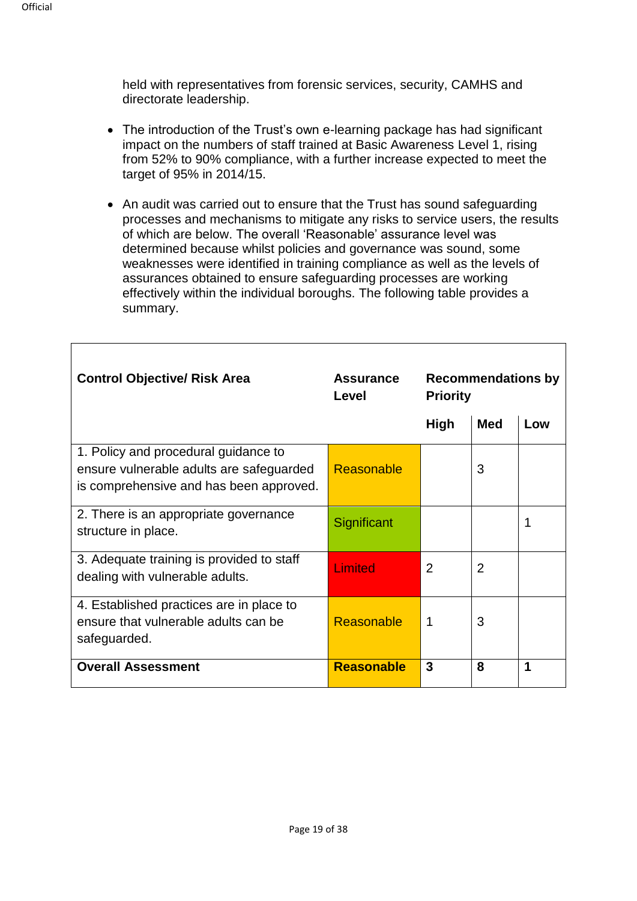held with representatives from forensic services, security, CAMHS and directorate leadership.

- The introduction of the Trust's own e-learning package has had significant impact on the numbers of staff trained at Basic Awareness Level 1, rising from 52% to 90% compliance, with a further increase expected to meet the target of 95% in 2014/15.

- An audit was carried out to ensure that the Trust has sound safeguarding processes and mechanisms to mitigate any risks to service users, the results of which are below. The overall 'Reasonable' assurance level was determined because whilst policies and governance was sound, some weaknesses were identified in training compliance as well as the levels of assurances obtained to ensure safeguarding processes are working effectively within the individual boroughs. The following table provides a summary.

| **Control Objective/ Risk Area** | **Assurance Level** | **Recommendations by Priority** | | |
|---|---|---|---|---|
| | | **High** | **Med** | **Low** |
| 1. Policy and procedural guidance to ensure vulnerable adults are safeguarded is comprehensive and has been approved. | Reasonable | | 3 | |
| 2. There is an appropriate governance structure in place. | Significant | | | 1 |
| 3. Adequate training is provided to staff dealing with vulnerable adults. | Limited | 2 | 2 | |
| 4. Established practices are in place to ensure that vulnerable adults can be safeguarded. | Reasonable | 1 | 3 | |
| **Overall Assessment** | **Reasonable** | **3** | **8** | **1** |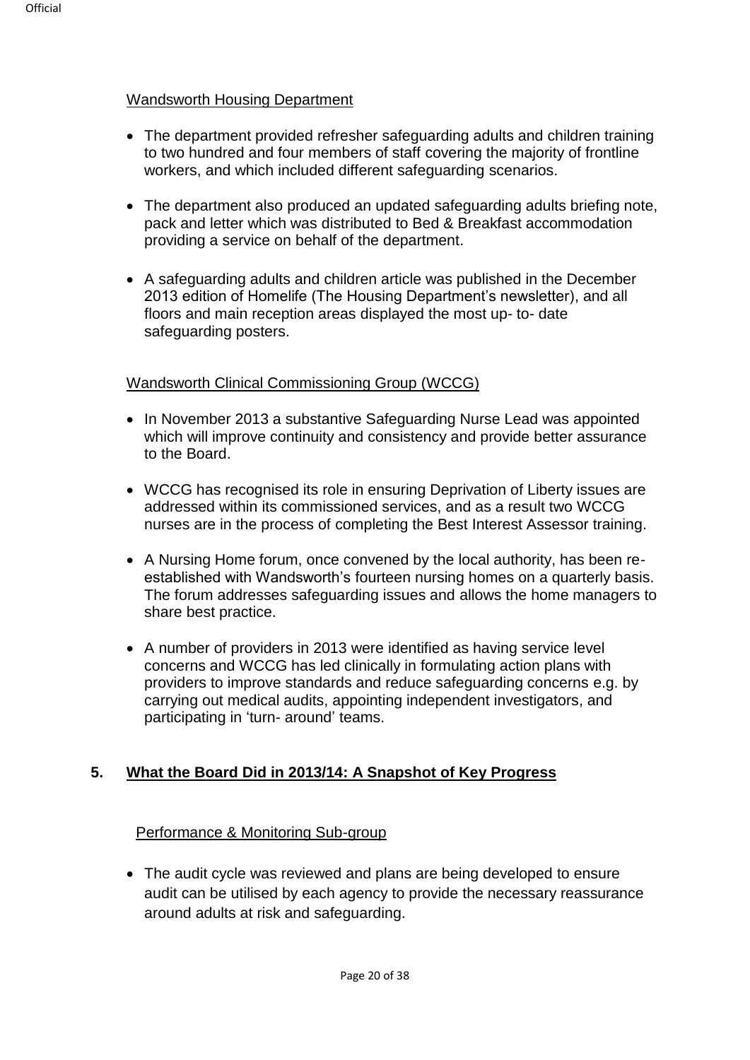Wandsworth Housing Department

- The department provided refresher safeguarding adults and children training to two hundred and four members of staff covering the majority of frontline workers, and which included different safeguarding scenarios.
- The department also produced an updated safeguarding adults briefing note, pack and letter which was distributed to Bed & Breakfast accommodation providing a service on behalf of the department.
- A safeguarding adults and children article was published in the December 2013 edition of Homelife (The Housing Department's newsletter), and all floors and main reception areas displayed the most up- to- date safeguarding posters.

Wandsworth Clinical Commissioning Group (WCCG)

- In November 2013 a substantive Safeguarding Nurse Lead was appointed which will improve continuity and consistency and provide better assurance to the Board.
- WCCG has recognised its role in ensuring Deprivation of Liberty issues are addressed within its commissioned services, and as a result two WCCG nurses are in the process of completing the Best Interest Assessor training.
- A Nursing Home forum, once convened by the local authority, has been re-established with Wandsworth's fourteen nursing homes on a quarterly basis. The forum addresses safeguarding issues and allows the home managers to share best practice.
- A number of providers in 2013 were identified as having service level concerns and WCCG has led clinically in formulating action plans with providers to improve standards and reduce safeguarding concerns e.g. by carrying out medical audits, appointing independent investigators, and participating in 'turn- around' teams.

## 5. What the Board Did in 2013/14: A Snapshot of Key Progress

Performance & Monitoring Sub-group

- The audit cycle was reviewed and plans are being developed to ensure audit can be utilised by each agency to provide the necessary reassurance around adults at risk and safeguarding.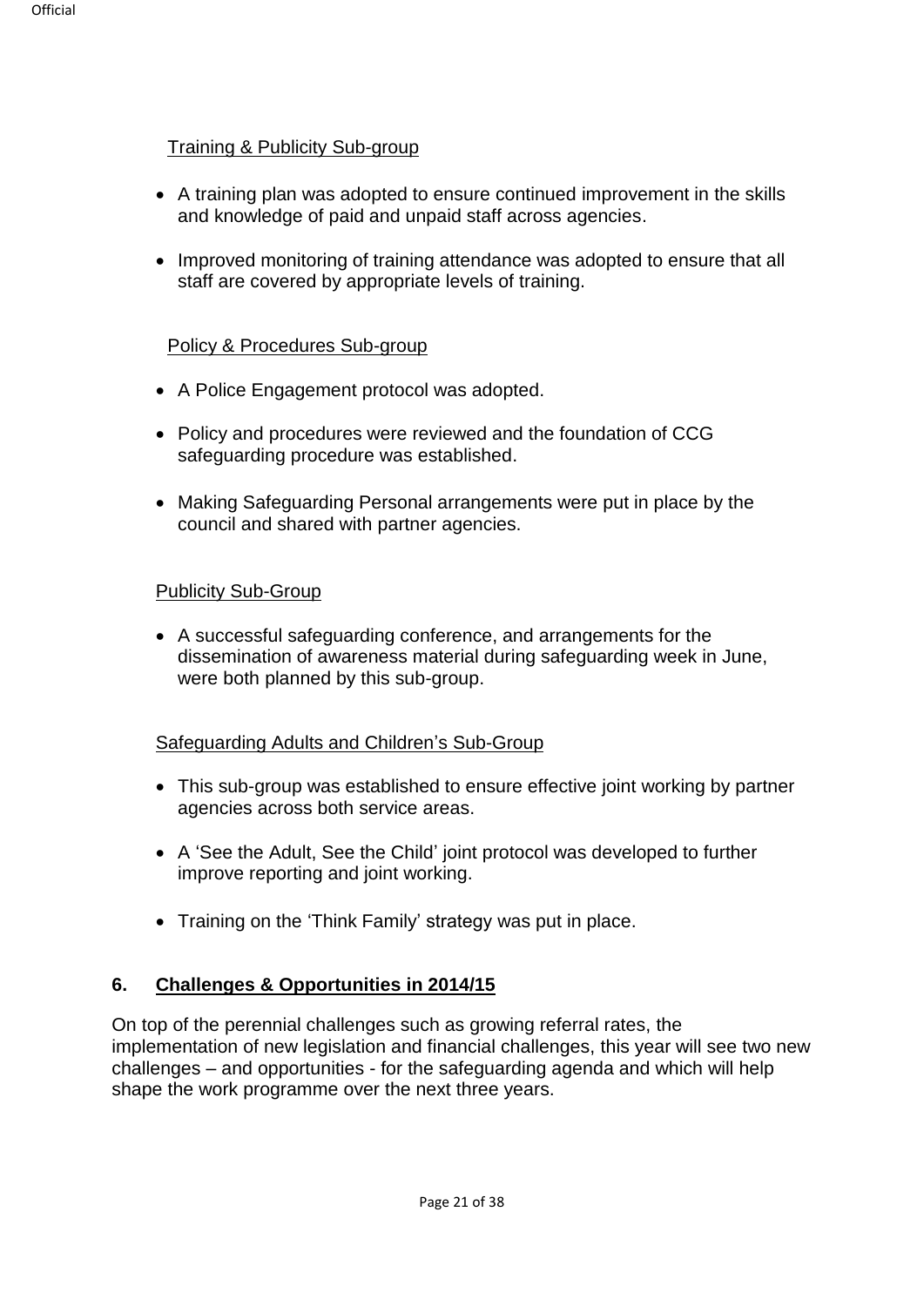Training & Publicity Sub-group

- A training plan was adopted to ensure continued improvement in the skills and knowledge of paid and unpaid staff across agencies.
- Improved monitoring of training attendance was adopted to ensure that all staff are covered by appropriate levels of training.

Policy & Procedures Sub-group

- A Police Engagement protocol was adopted.
- Policy and procedures were reviewed and the foundation of CCG safeguarding procedure was established.
- Making Safeguarding Personal arrangements were put in place by the council and shared with partner agencies.

Publicity Sub-Group

- A successful safeguarding conference, and arrangements for the dissemination of awareness material during safeguarding week in June, were both planned by this sub-group.

Safeguarding Adults and Children's Sub-Group

- This sub-group was established to ensure effective joint working by partner agencies across both service areas.
- A 'See the Adult, See the Child' joint protocol was developed to further improve reporting and joint working.
- Training on the 'Think Family' strategy was put in place.

## 6. Challenges & Opportunities in 2014/15

On top of the perennial challenges such as growing referral rates, the implementation of new legislation and financial challenges, this year will see two new challenges – and opportunities - for the safeguarding agenda and which will help shape the work programme over the next three years.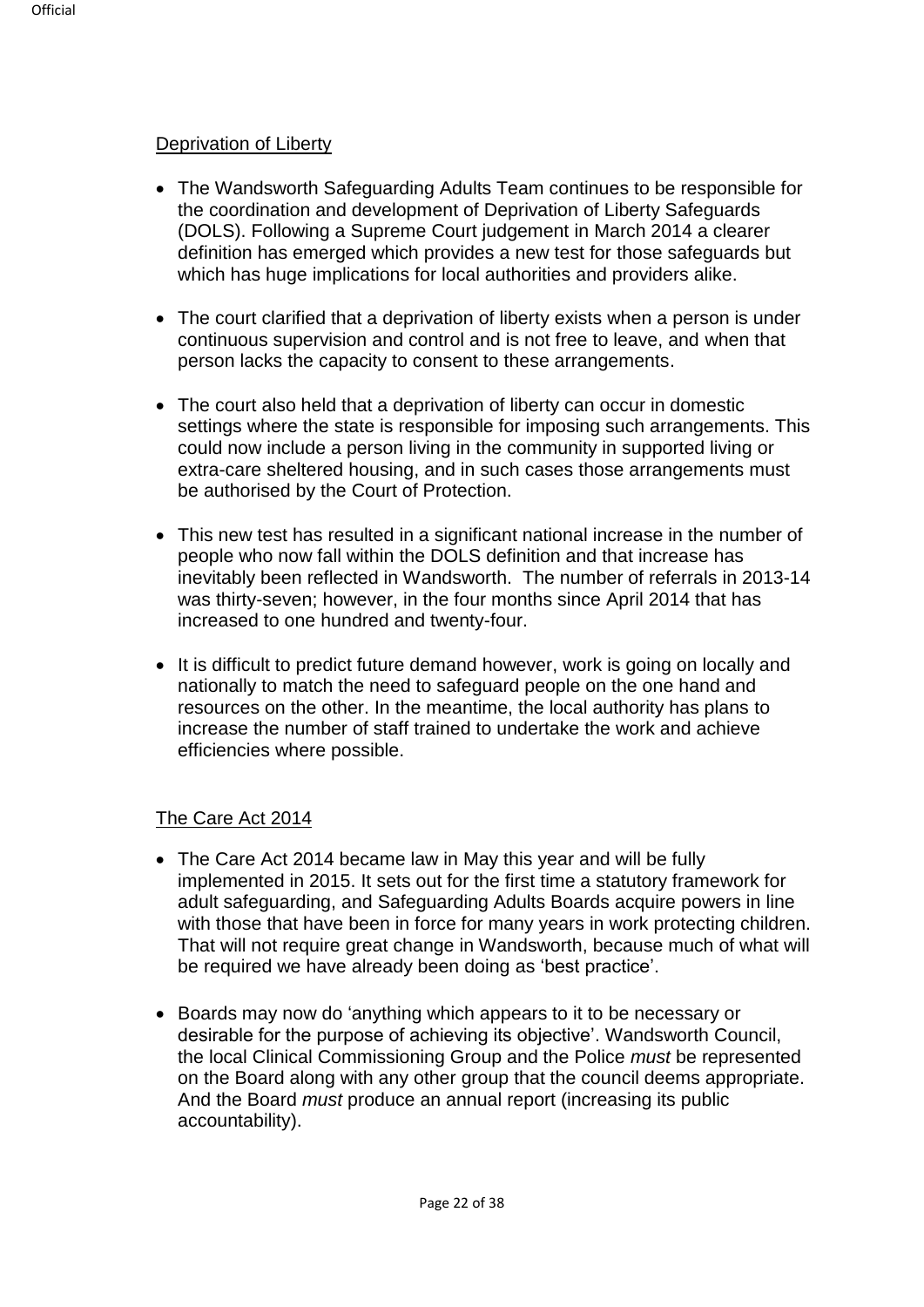## Deprivation of Liberty

- The Wandsworth Safeguarding Adults Team continues to be responsible for the coordination and development of Deprivation of Liberty Safeguards (DOLS). Following a Supreme Court judgement in March 2014 a clearer definition has emerged which provides a new test for those safeguards but which has huge implications for local authorities and providers alike.

- The court clarified that a deprivation of liberty exists when a person is under continuous supervision and control and is not free to leave, and when that person lacks the capacity to consent to these arrangements.

- The court also held that a deprivation of liberty can occur in domestic settings where the state is responsible for imposing such arrangements. This could now include a person living in the community in supported living or extra-care sheltered housing, and in such cases those arrangements must be authorised by the Court of Protection.

- This new test has resulted in a significant national increase in the number of people who now fall within the DOLS definition and that increase has inevitably been reflected in Wandsworth. The number of referrals in 2013-14 was thirty-seven; however, in the four months since April 2014 that has increased to one hundred and twenty-four.

- It is difficult to predict future demand however, work is going on locally and nationally to match the need to safeguard people on the one hand and resources on the other. In the meantime, the local authority has plans to increase the number of staff trained to undertake the work and achieve efficiencies where possible.

## The Care Act 2014

- The Care Act 2014 became law in May this year and will be fully implemented in 2015. It sets out for the first time a statutory framework for adult safeguarding, and Safeguarding Adults Boards acquire powers in line with those that have been in force for many years in work protecting children. That will not require great change in Wandsworth, because much of what will be required we have already been doing as 'best practice'.

- Boards may now do 'anything which appears to it to be necessary or desirable for the purpose of achieving its objective'. Wandsworth Council, the local Clinical Commissioning Group and the Police *must* be represented on the Board along with any other group that the council deems appropriate. And the Board *must* produce an annual report (increasing its public accountability).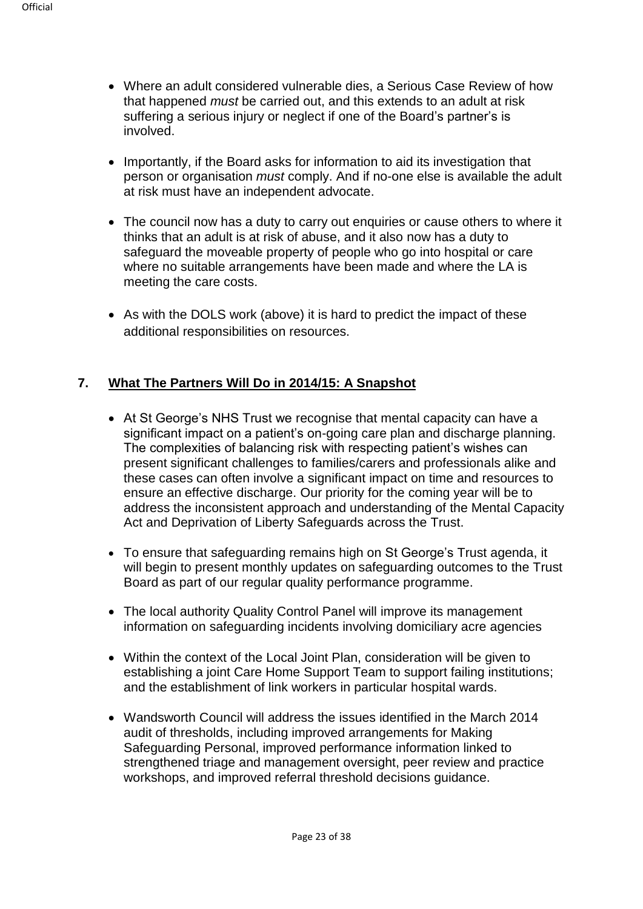- Where an adult considered vulnerable dies, a Serious Case Review of how that happened *must* be carried out, and this extends to an adult at risk suffering a serious injury or neglect if one of the Board's partner's is involved.

- Importantly, if the Board asks for information to aid its investigation that person or organisation *must* comply. And if no-one else is available the adult at risk must have an independent advocate.

- The council now has a duty to carry out enquiries or cause others to where it thinks that an adult is at risk of abuse, and it also now has a duty to safeguard the moveable property of people who go into hospital or care where no suitable arrangements have been made and where the LA is meeting the care costs.

- As with the DOLS work (above) it is hard to predict the impact of these additional responsibilities on resources.

## 7. What The Partners Will Do in 2014/15: A Snapshot

- At St George's NHS Trust we recognise that mental capacity can have a significant impact on a patient's on-going care plan and discharge planning. The complexities of balancing risk with respecting patient's wishes can present significant challenges to families/carers and professionals alike and these cases can often involve a significant impact on time and resources to ensure an effective discharge. Our priority for the coming year will be to address the inconsistent approach and understanding of the Mental Capacity Act and Deprivation of Liberty Safeguards across the Trust.

- To ensure that safeguarding remains high on St George's Trust agenda, it will begin to present monthly updates on safeguarding outcomes to the Trust Board as part of our regular quality performance programme.

- The local authority Quality Control Panel will improve its management information on safeguarding incidents involving domiciliary acre agencies

- Within the context of the Local Joint Plan, consideration will be given to establishing a joint Care Home Support Team to support failing institutions; and the establishment of link workers in particular hospital wards.

- Wandsworth Council will address the issues identified in the March 2014 audit of thresholds, including improved arrangements for Making Safeguarding Personal, improved performance information linked to strengthened triage and management oversight, peer review and practice workshops, and improved referral threshold decisions guidance.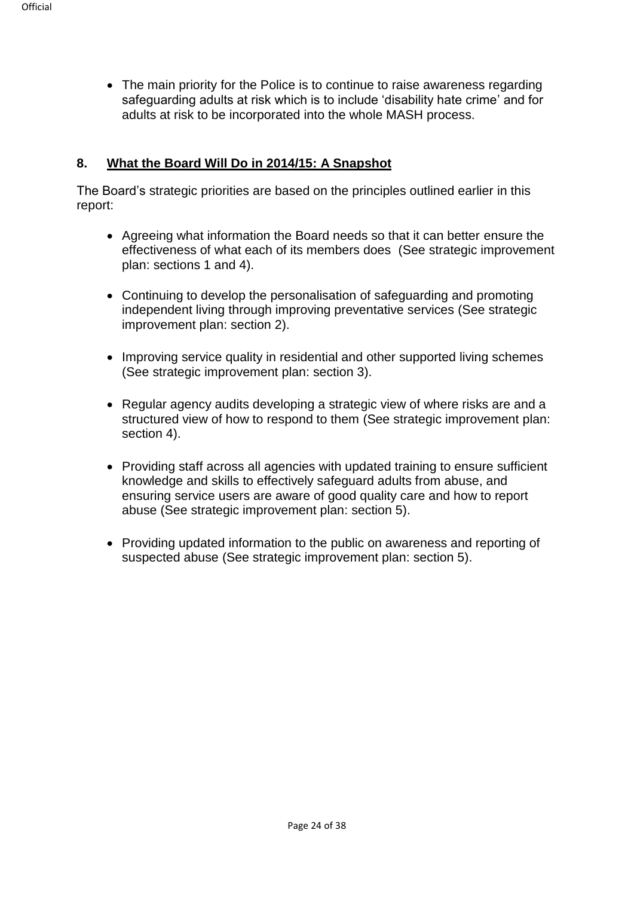- The main priority for the Police is to continue to raise awareness regarding safeguarding adults at risk which is to include 'disability hate crime' and for adults at risk to be incorporated into the whole MASH process.

## 8. What the Board Will Do in 2014/15: A Snapshot

The Board's strategic priorities are based on the principles outlined earlier in this report:

- Agreeing what information the Board needs so that it can better ensure the effectiveness of what each of its members does (See strategic improvement plan: sections 1 and 4).

- Continuing to develop the personalisation of safeguarding and promoting independent living through improving preventative services (See strategic improvement plan: section 2).

- Improving service quality in residential and other supported living schemes (See strategic improvement plan: section 3).

- Regular agency audits developing a strategic view of where risks are and a structured view of how to respond to them (See strategic improvement plan: section 4).

- Providing staff across all agencies with updated training to ensure sufficient knowledge and skills to effectively safeguard adults from abuse, and ensuring service users are aware of good quality care and how to report abuse (See strategic improvement plan: section 5).

- Providing updated information to the public on awareness and reporting of suspected abuse (See strategic improvement plan: section 5).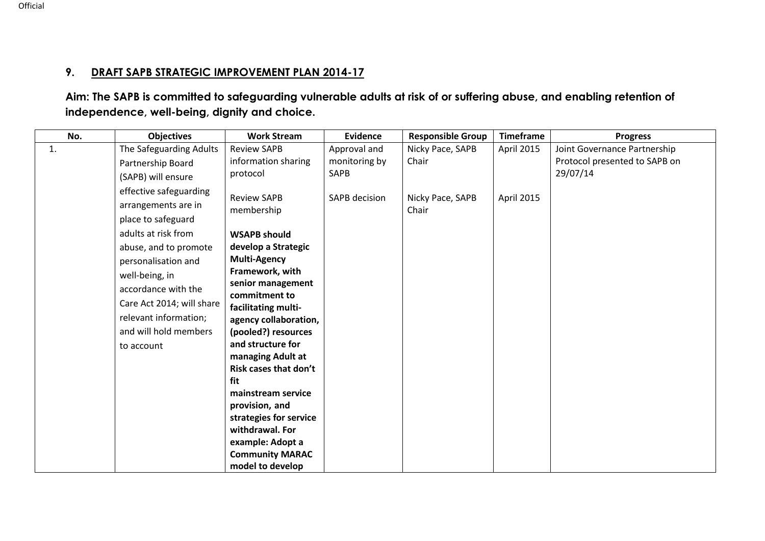## 9. DRAFT SAPB STRATEGIC IMPROVEMENT PLAN 2014-17

**Aim: The SAPB is committed to safeguarding vulnerable adults at risk of or suffering abuse, and enabling retention of independence, well-being, dignity and choice.**

| No. | Objectives | Work Stream | Evidence | Responsible Group | Timeframe | Progress |
|---|---|---|---|---|---|---|
| 1. | The Safeguarding Adults Partnership Board (SAPB) will ensure effective safeguarding arrangements are in place to safeguard adults at risk from abuse, and to promote personalisation and well-being, in accordance with the Care Act 2014; will share relevant information; and will hold members to account | Review SAPB information sharing protocol | Approval and monitoring by SAPB | Nicky Pace, SAPB Chair | April 2015 | Joint Governance Partnership Protocol presented to SAPB on 29/07/14 |
| | | Review SAPB membership | SAPB decision | Nicky Pace, SAPB Chair | April 2015 | |
| | | **WSAPB should develop a Strategic Multi-Agency Framework, with senior management commitment to facilitating multi-agency collaboration, (pooled?) resources and structure for managing Adult at Risk cases that don't fit mainstream service provision, and strategies for service withdrawal. For example: Adopt a Community MARAC model to develop** | | | | |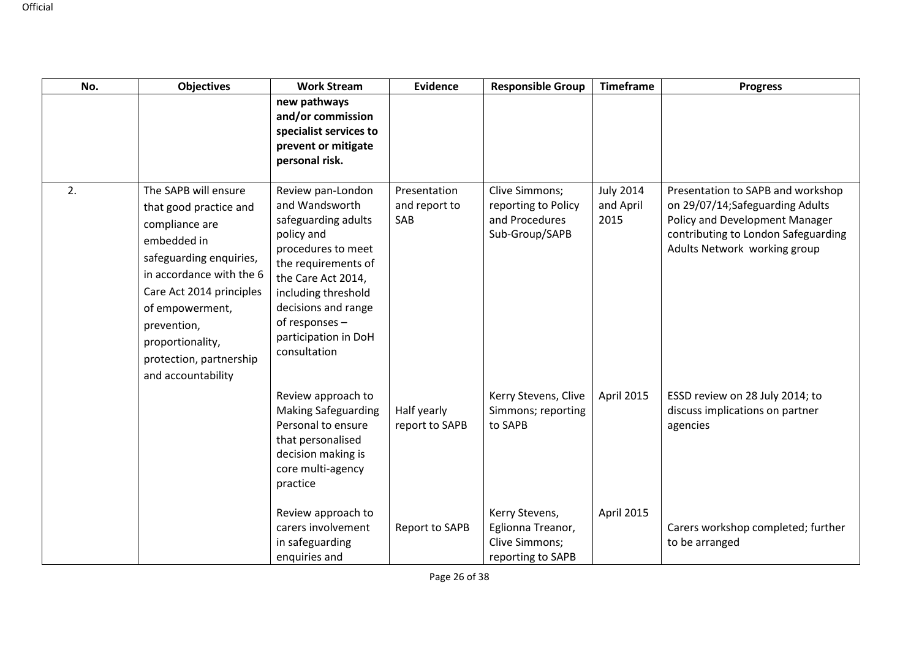| No. | Objectives | Work Stream | Evidence | Responsible Group | Timeframe | Progress |
|---|---|---|---|---|---|---|
| | | **new pathways and/or commission specialist services to prevent or mitigate personal risk.** | | | | |
| 2. | The SAPB will ensure that good practice and compliance are embedded in safeguarding enquiries, in accordance with the 6 Care Act 2014 principles of empowerment, prevention, proportionality, protection, partnership and accountability | Review pan-London and Wandsworth safeguarding adults policy and procedures to meet the requirements of the Care Act 2014, including threshold decisions and range of responses – participation in DoH consultation | Presentation and report to SAB | Clive Simmons; reporting to Policy and Procedures Sub-Group/SAPB | July 2014 and April 2015 | Presentation to SAPB and workshop on 29/07/14;Safeguarding Adults Policy and Development Manager contributing to London Safeguarding Adults Network working group |
| | | Review approach to Making Safeguarding Personal to ensure that personalised decision making is core multi-agency practice | Half yearly report to SAPB | Kerry Stevens, Clive Simmons; reporting to SAPB | April 2015 | ESSD review on 28 July 2014; to discuss implications on partner agencies |
| | | Review approach to carers involvement in safeguarding enquiries and | Report to SAPB | Kerry Stevens, Eglionna Treanor, Clive Simmons; reporting to SAPB | April 2015 | Carers workshop completed; further to be arranged |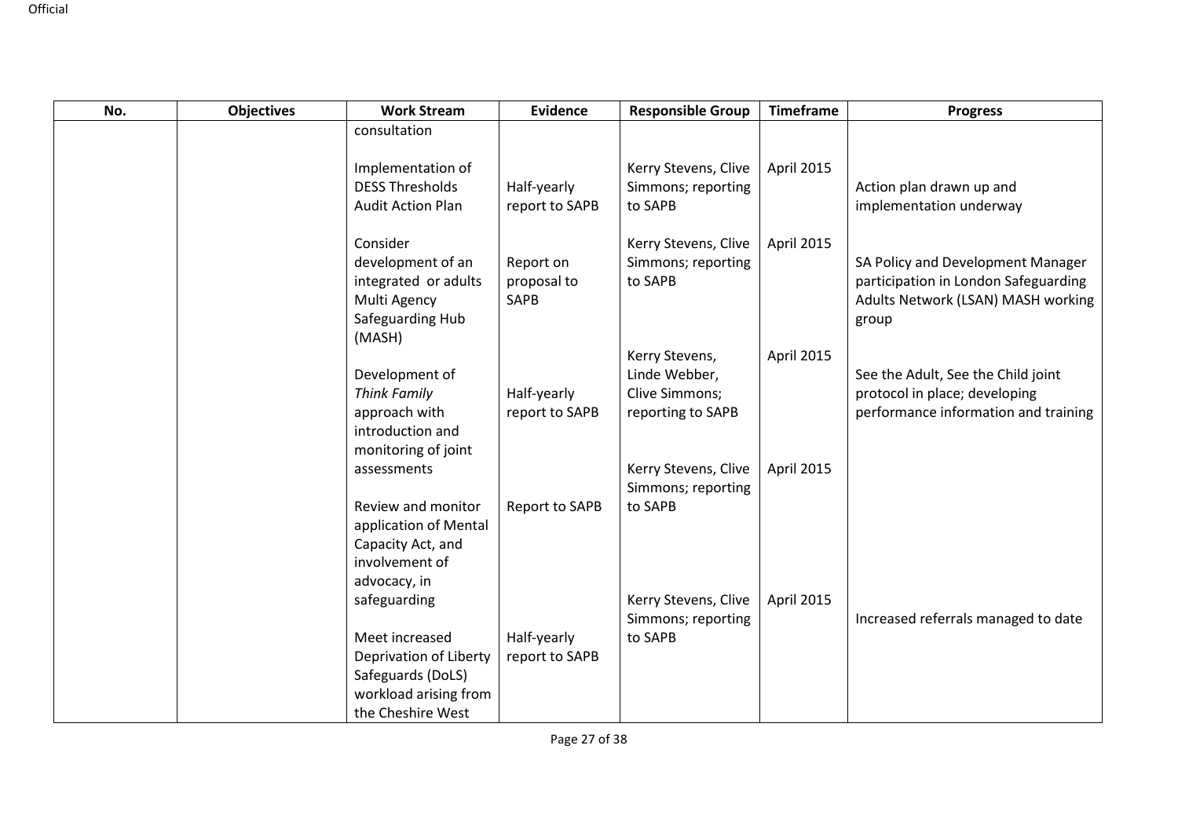| No. | Objectives | Work Stream | Evidence | Responsible Group | Timeframe | Progress |
|---|---|---|---|---|---|---|
| | | consultation | | | | |
| | | Implementation of DESS Thresholds Audit Action Plan | Half-yearly report to SAPB | Kerry Stevens, Clive Simmons; reporting to SAPB | April 2015 | Action plan drawn up and implementation underway |
| | | Consider development of an integrated or adults Multi Agency Safeguarding Hub (MASH) | Report on proposal to SAPB | Kerry Stevens, Clive Simmons; reporting to SAPB | April 2015 | SA Policy and Development Manager participation in London Safeguarding Adults Network (LSAN) MASH working group |
| | | Development of *Think Family* approach with introduction and monitoring of joint assessments | Half-yearly report to SAPB | Kerry Stevens, Linde Webber, Clive Simmons; reporting to SAPB | April 2015 | See the Adult, See the Child joint protocol in place; developing performance information and training |
| | | Review and monitor application of Mental Capacity Act, and involvement of advocacy, in safeguarding | Report to SAPB | Kerry Stevens, Clive Simmons; reporting to SAPB | April 2015 | |
| | | Meet increased Deprivation of Liberty Safeguards (DoLS) workload arising from the Cheshire West | Half-yearly report to SAPB | Kerry Stevens, Clive Simmons; reporting to SAPB | April 2015 | Increased referrals managed to date |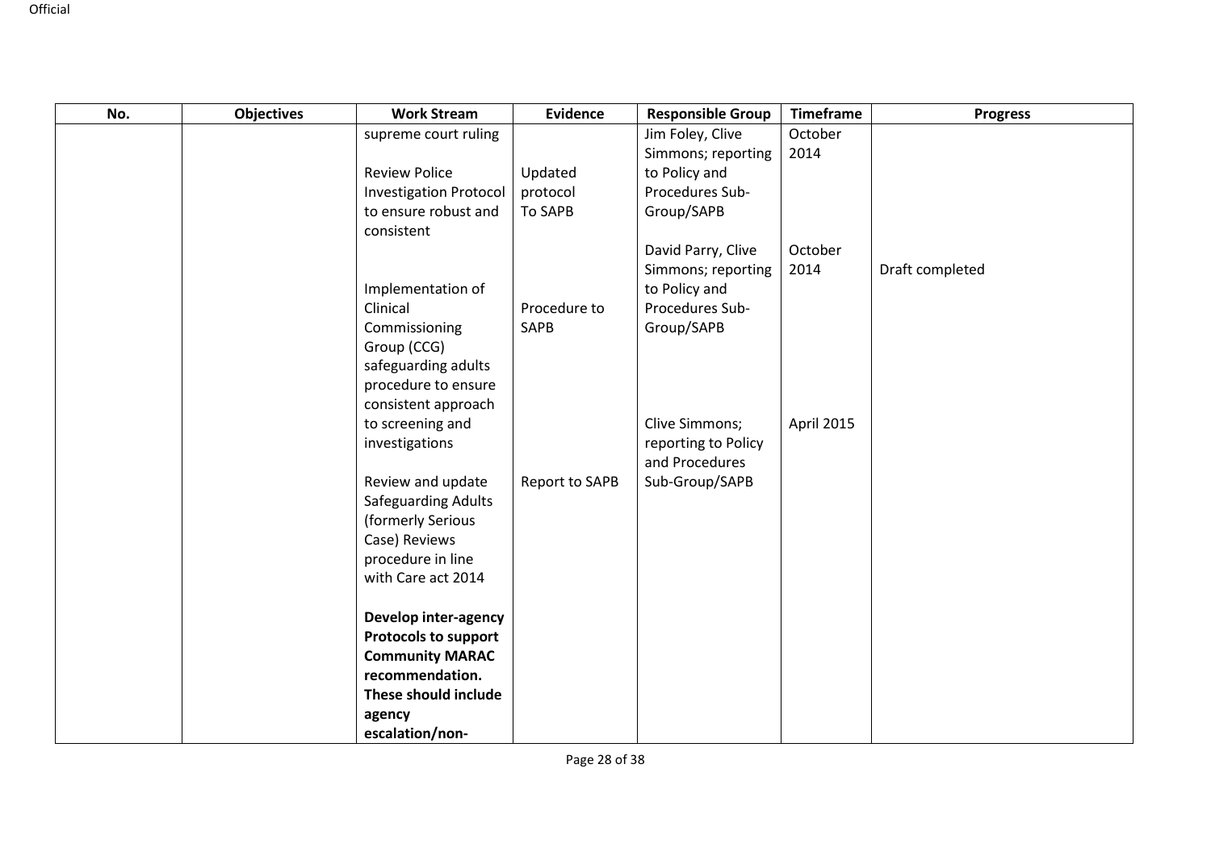| No. | Objectives | Work Stream | Evidence | Responsible Group | Timeframe | Progress |
|---|---|---|---|---|---|---|
| | | supreme court ruling | | Jim Foley, Clive Simmons; reporting to Policy and Procedures Sub-Group/SAPB | October 2014 | |
| | | Review Police Investigation Protocol to ensure robust and consistent | Updated protocol To SAPB | David Parry, Clive Simmons; reporting to Policy and Procedures Sub-Group/SAPB | October 2014 | Draft completed |
| | | Implementation of Clinical Commissioning Group (CCG) safeguarding adults procedure to ensure consistent approach to screening and investigations | Procedure to SAPB | Clive Simmons; reporting to Policy and Procedures Sub-Group/SAPB | April 2015 | |
| | | Review and update Safeguarding Adults (formerly Serious Case) Reviews procedure in line with Care act 2014 | Report to SAPB | | | |
| | | **Develop inter-agency Protocols to support Community MARAC recommendation. These should include agency escalation/non-** | | | | |

Official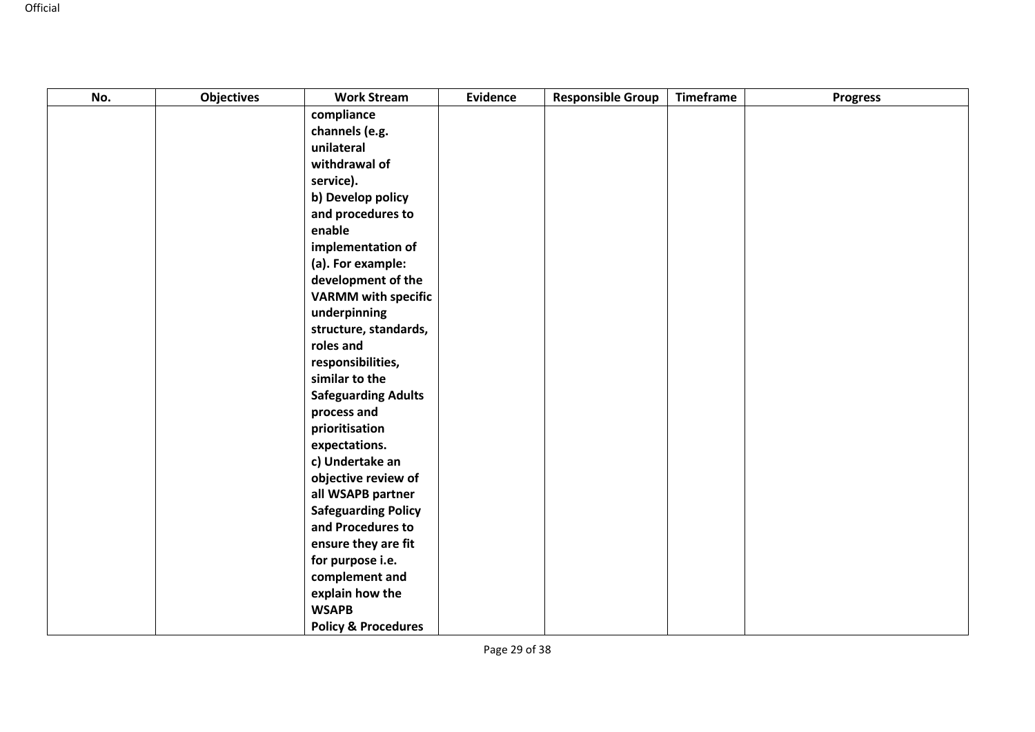| No. | Objectives | Work Stream | Evidence | Responsible Group | Timeframe | Progress |
|---|---|---|---|---|---|---|
| | | **compliance channels (e.g. unilateral withdrawal of service).**<br>**b) Develop policy and procedures to enable implementation of (a). For example: development of the VARMM with specific underpinning structure, standards, roles and responsibilities, similar to the Safeguarding Adults process and prioritisation expectations.**<br>**c) Undertake an objective review of all WSAPB partner Safeguarding Policy and Procedures to ensure they are fit for purpose i.e. complement and explain how the WSAPB Policy & Procedures** | | | | |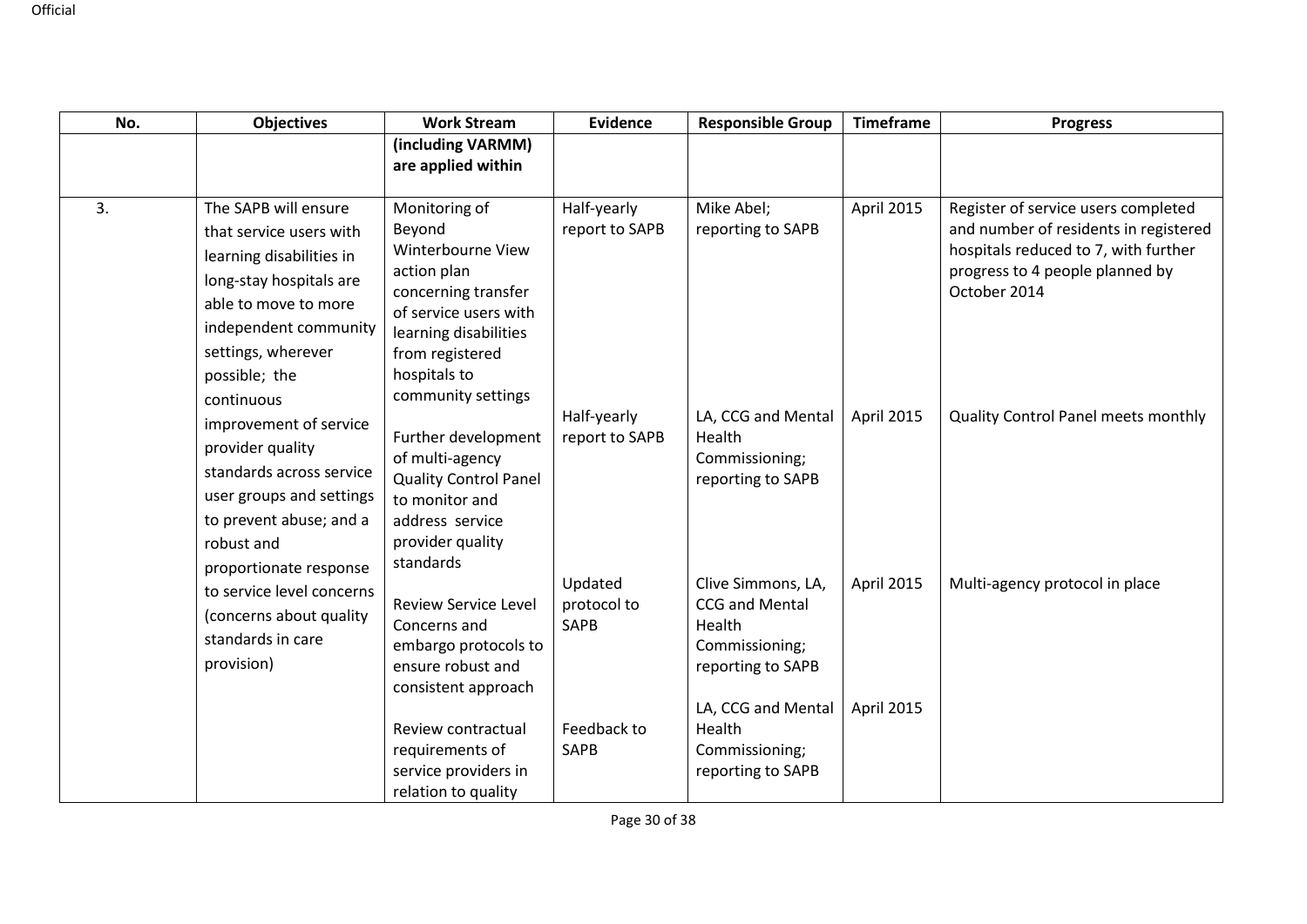| No. | Objectives | Work Stream | Evidence | Responsible Group | Timeframe | Progress |
|---|---|---|---|---|---|---|
| | | **(including VARMM) are applied within** | | | | |
| 3. | The SAPB will ensure that service users with learning disabilities in long-stay hospitals are able to move to more independent community settings, wherever possible; the continuous improvement of service provider quality standards across service user groups and settings to prevent abuse; and a robust and proportionate response to service level concerns (concerns about quality standards in care provision) | Monitoring of Beyond Winterbourne View action plan concerning transfer of service users with learning disabilities from registered hospitals to community settings | Half-yearly report to SAPB | Mike Abel; reporting to SAPB | April 2015 | Register of service users completed and number of residents in registered hospitals reduced to 7, with further progress to 4 people planned by October 2014 |
| | | Further development of multi-agency Quality Control Panel to monitor and address service provider quality standards | Half-yearly report to SAPB | LA, CCG and Mental Health Commissioning; reporting to SAPB | April 2015 | Quality Control Panel meets monthly |
| | | Review Service Level Concerns and embargo protocols to ensure robust and consistent approach | Updated protocol to SAPB | Clive Simmons, LA, CCG and Mental Health Commissioning; reporting to SAPB | April 2015 | Multi-agency protocol in place |
| | | Review contractual requirements of service providers in relation to quality | Feedback to SAPB | LA, CCG and Mental Health Commissioning; reporting to SAPB | April 2015 | |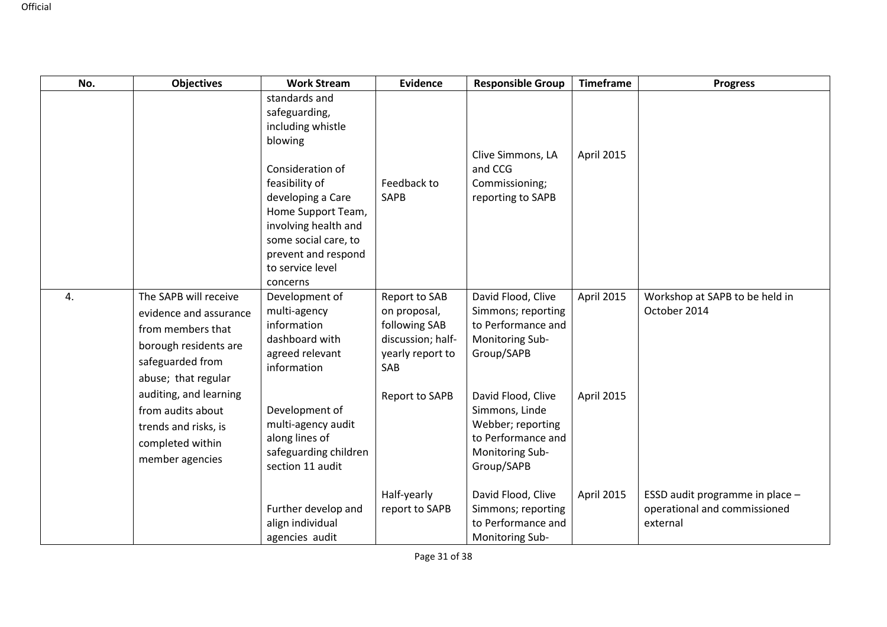| No. | Objectives | Work Stream | Evidence | Responsible Group | Timeframe | Progress |
|---|---|---|---|---|---|---|
| | | standards and safeguarding, including whistle blowing | | | | |
| | | Consideration of feasibility of developing a Care Home Support Team, involving health and some social care, to prevent and respond to service level concerns | Feedback to SAPB | Clive Simmons, LA and CCG Commissioning; reporting to SAPB | April 2015 | |
| 4. | The SAPB will receive evidence and assurance from members that borough residents are safeguarded from abuse; that regular auditing, and learning from audits about trends and risks, is completed within member agencies | Development of multi-agency information dashboard with agreed relevant information | Report to SAB on proposal, following SAB discussion; half-yearly report to SAB | David Flood, Clive Simmons; reporting to Performance and Monitoring Sub-Group/SAPB | April 2015 | Workshop at SAPB to be held in October 2014 |
| | | Development of multi-agency audit along lines of safeguarding children section 11 audit | Report to SAPB | David Flood, Clive Simmons, Linde Webber; reporting to Performance and Monitoring Sub-Group/SAPB | April 2015 | |
| | | Further develop and align individual agencies audit | Half-yearly report to SAPB | David Flood, Clive Simmons; reporting to Performance and Monitoring Sub- | April 2015 | ESSD audit programme in place – operational and commissioned external |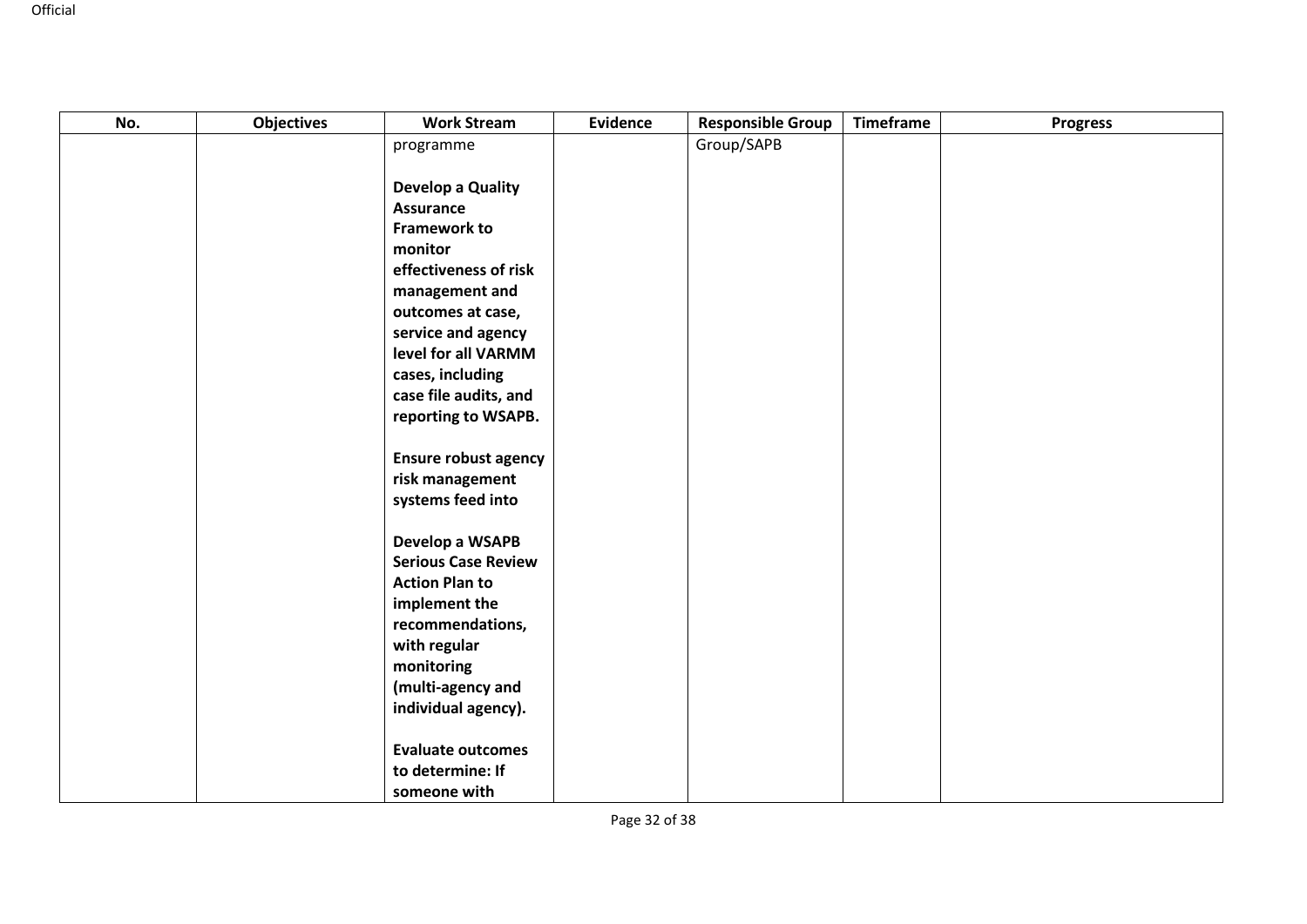| No. | Objectives | Work Stream | Evidence | Responsible Group | Timeframe | Progress |
|---|---|---|---|---|---|---|
| | | programme<br><br>**Develop a Quality Assurance Framework to monitor effectiveness of risk management and outcomes at case, service and agency level for all VARMM cases, including case file audits, and reporting to WSAPB.**<br><br>**Ensure robust agency risk management systems feed into**<br><br>**Develop a WSAPB Serious Case Review Action Plan to implement the recommendations, with regular monitoring (multi-agency and individual agency).**<br><br>**Evaluate outcomes to determine: If someone with** | | Group/SAPB | | |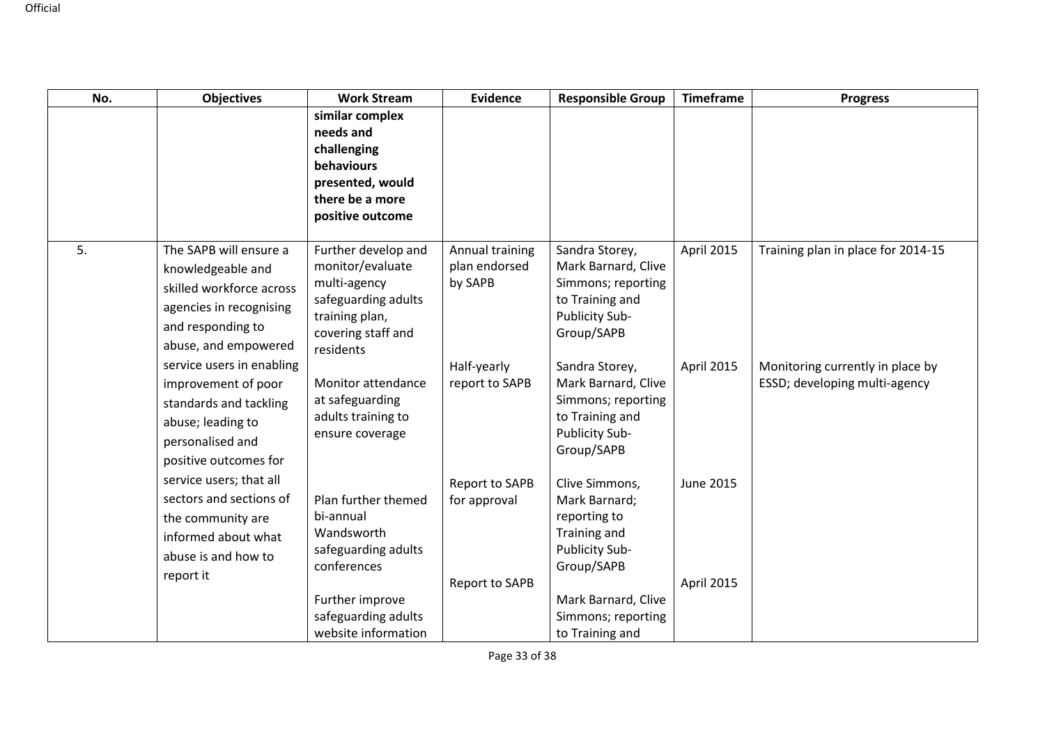| No. | Objectives | Work Stream | Evidence | Responsible Group | Timeframe | Progress |
|---|---|---|---|---|---|---|
| | | **similar complex needs and challenging behaviours presented, would there be a more positive outcome** | | | | |
| 5. | The SAPB will ensure a knowledgeable and skilled workforce across agencies in recognising and responding to abuse, and empowered service users in enabling improvement of poor standards and tackling abuse; leading to personalised and positive outcomes for service users; that all sectors and sections of the community are informed about what abuse is and how to report it | Further develop and monitor/evaluate multi-agency safeguarding adults training plan, covering staff and residents | Annual training plan endorsed by SAPB | Sandra Storey, Mark Barnard, Clive Simmons; reporting to Training and Publicity Sub-Group/SAPB | April 2015 | Training plan in place for 2014-15 |
| | | Monitor attendance at safeguarding adults training to ensure coverage | Half-yearly report to SAPB | Sandra Storey, Mark Barnard, Clive Simmons; reporting to Training and Publicity Sub-Group/SAPB | April 2015 | Monitoring currently in place by ESSD; developing multi-agency |
| | | Plan further themed bi-annual Wandsworth safeguarding adults conferences | Report to SAPB for approval | Clive Simmons, Mark Barnard; reporting to Training and Publicity Sub-Group/SAPB | June 2015 | |
| | | Further improve safeguarding adults website information | Report to SAPB | Mark Barnard, Clive Simmons; reporting to Training and | April 2015 | |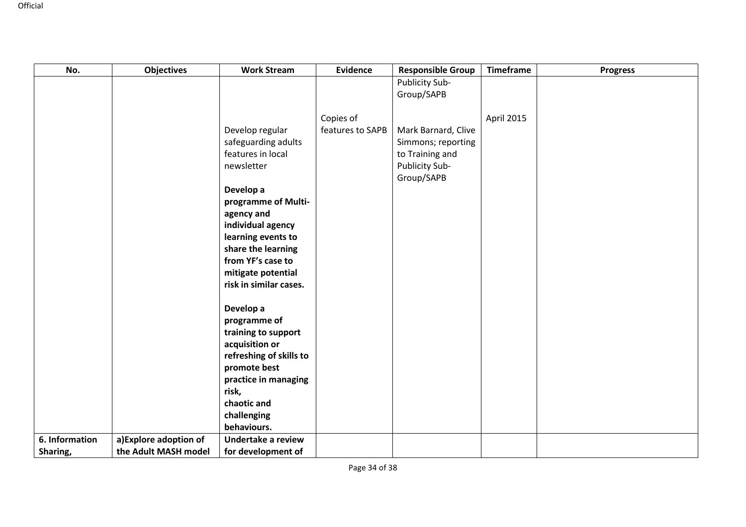| No. | Objectives | Work Stream | Evidence | Responsible Group | Timeframe | Progress |
|---|---|---|---|---|---|---|
| | | | | Publicity Sub-Group/SAPB | | |
| | | Develop regular safeguarding adults features in local newsletter | Copies of features to SAPB | Mark Barnard, Clive Simmons; reporting to Training and Publicity Sub-Group/SAPB | April 2015 | |
| | | **Develop a programme of Multi-agency and individual agency learning events to share the learning from YF's case to mitigate potential risk in similar cases.** | | | | |
| | | **Develop a programme of training to support acquisition or refreshing of skills to promote best practice in managing risk, chaotic and challenging behaviours.** | | | | |
| **6. Information Sharing,** | **a)Explore adoption of the Adult MASH model** | **Undertake a review for development of** | | | | |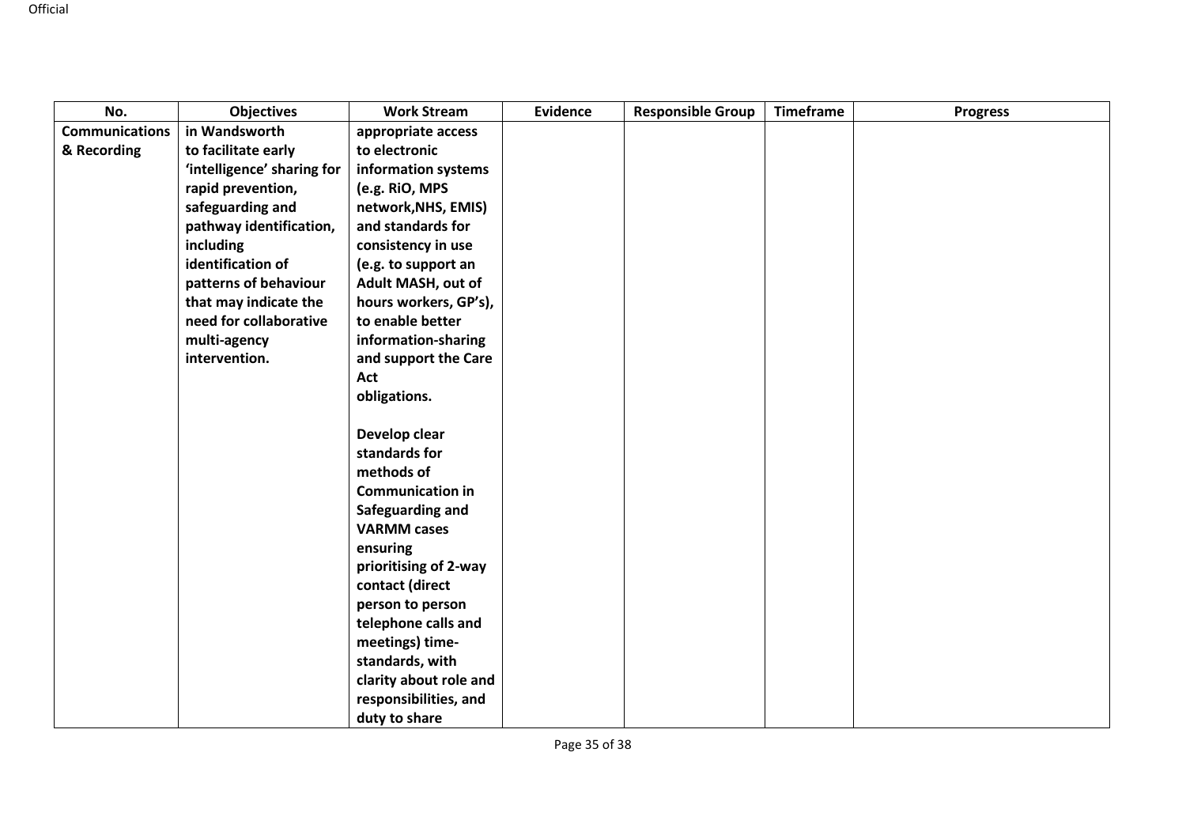| No. | Objectives | Work Stream | Evidence | Responsible Group | Timeframe | Progress |
|---|---|---|---|---|---|---|
| **Communications & Recording** | **in Wandsworth to facilitate early 'intelligence' sharing for rapid prevention, safeguarding and pathway identification, including identification of patterns of behaviour that may indicate the need for collaborative multi-agency intervention.** | **appropriate access to electronic information systems (e.g. RiO, MPS network,NHS, EMIS) and standards for consistency in use (e.g. to support an Adult MASH, out of hours workers, GP's), to enable better information-sharing and support the Care Act obligations.**<br><br>**Develop clear standards for methods of Communication in Safeguarding and VARMM cases ensuring prioritising of 2-way contact (direct person to person telephone calls and meetings) time-standards, with clarity about role and responsibilities, and duty to share** | | | | |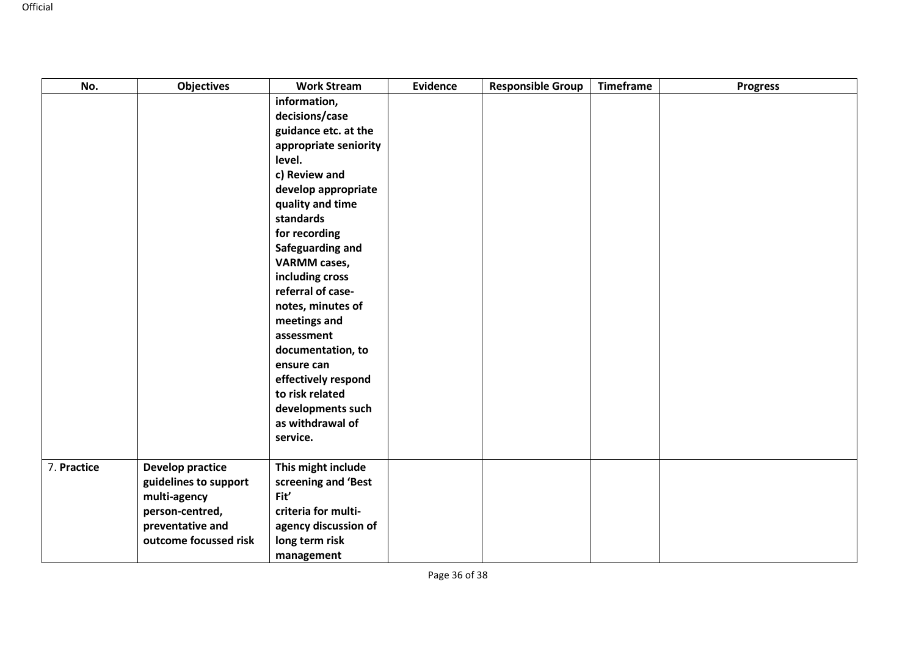| No. | Objectives | Work Stream | Evidence | Responsible Group | Timeframe | Progress |
|---|---|---|---|---|---|---|
| | | **information, decisions/case guidance etc. at the appropriate seniority level.**<br>**c) Review and develop appropriate quality and time standards for recording Safeguarding and VARMM cases, including cross referral of case-notes, minutes of meetings and assessment documentation, to ensure can effectively respond to risk related developments such as withdrawal of service.** | | | | |
| 7. **Practice** | **Develop practice guidelines to support multi-agency person-centred, preventative and outcome focussed risk** | **This might include screening and 'Best Fit' criteria for multi-agency discussion of long term risk management** | | | | |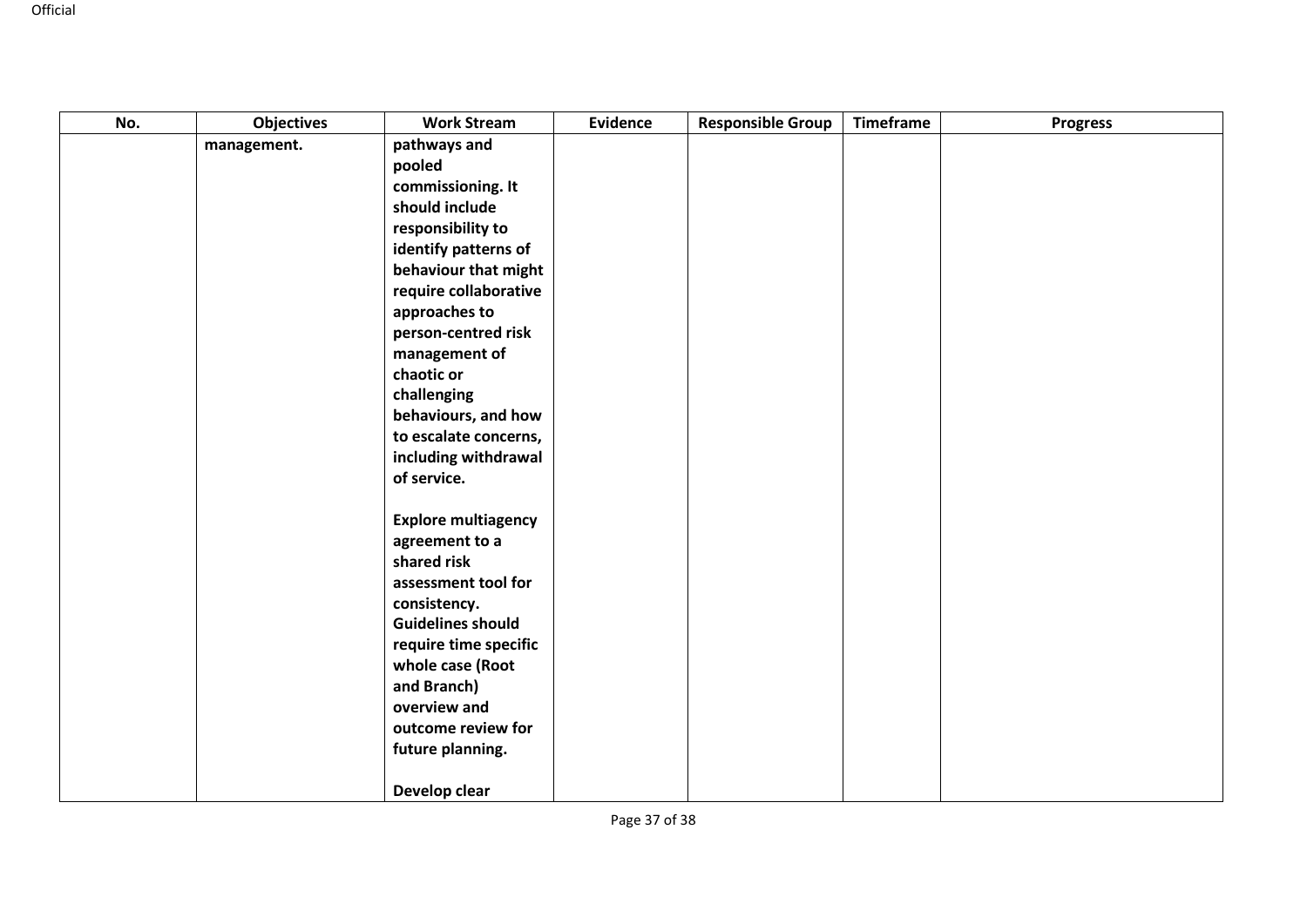| No. | Objectives | Work Stream | Evidence | Responsible Group | Timeframe | Progress |
|---|---|---|---|---|---|---|
| | **management.** | **pathways and pooled commissioning. It should include responsibility to identify patterns of behaviour that might require collaborative approaches to person-centred risk management of chaotic or challenging behaviours, and how to escalate concerns, including withdrawal of service.**<br><br>**Explore multiagency agreement to a shared risk assessment tool for consistency. Guidelines should require time specific whole case (Root and Branch) overview and outcome review for future planning.**<br><br>**Develop clear** | | | | |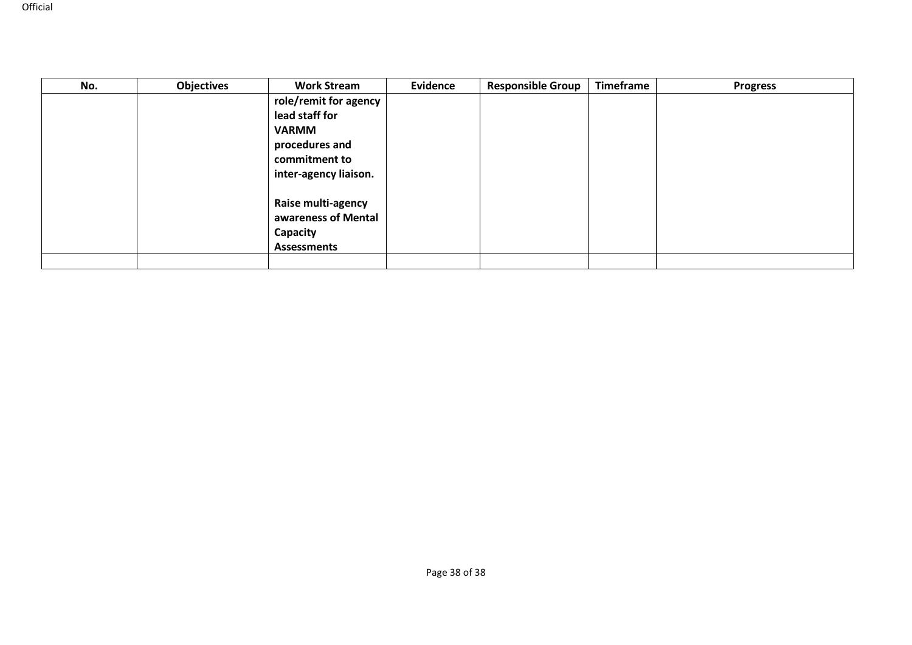| No. | Objectives | Work Stream | Evidence | Responsible Group | Timeframe | Progress |
|---|---|---|---|---|---|---|
| | | **role/remit for agency lead staff for VARMM procedures and commitment to inter-agency liaison.**<br><br>**Raise multi-agency awareness of Mental Capacity Assessments** | | | | |
| | | | | | | |